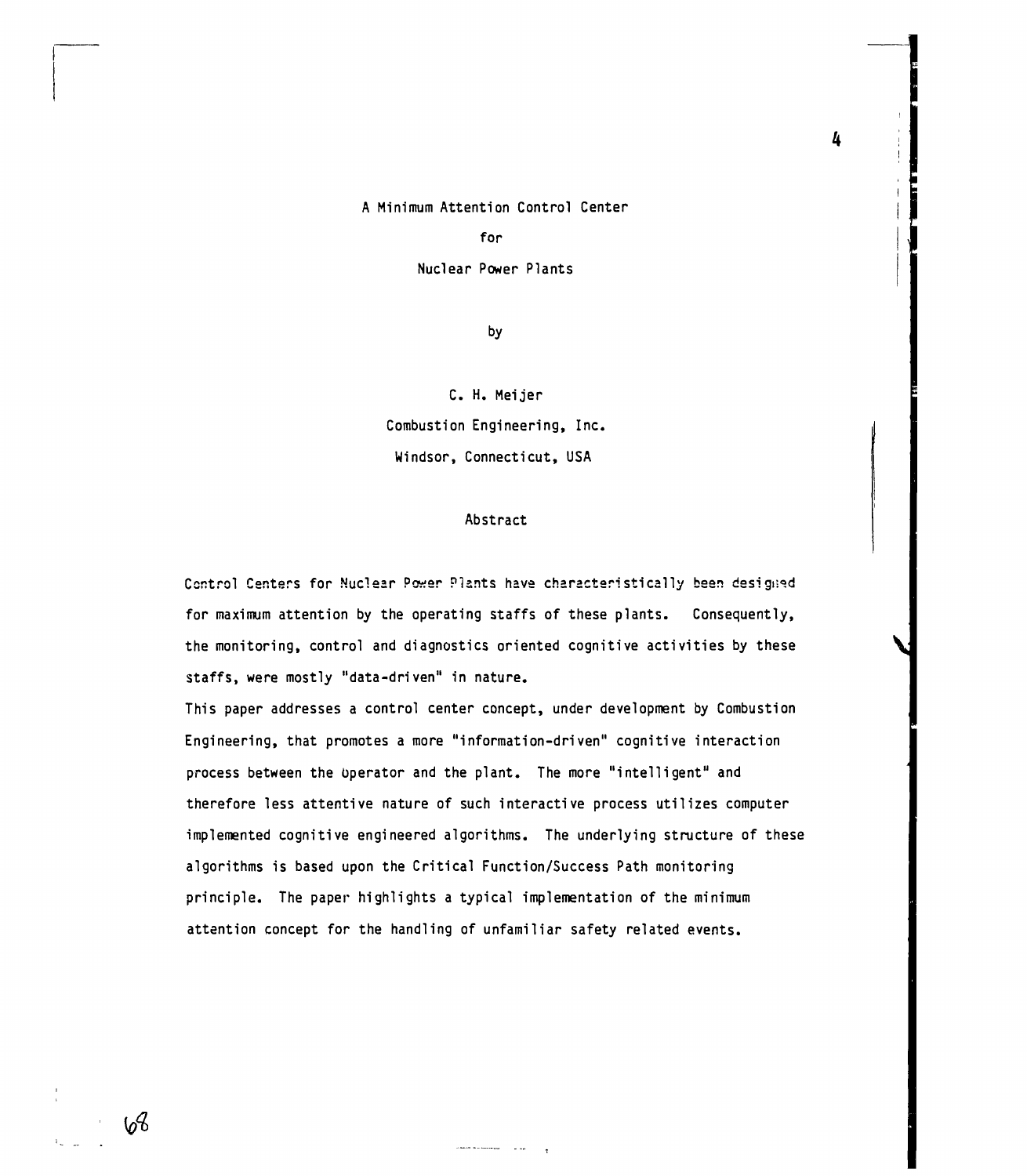# A Minimum Attention Control Center for Nuclear Power Plants

by

C. H. Meijer

Combustion Engineering, Inc.

Windsor, Connecticut, USA

## Abstract

Control Centers for Nuclear Power Plants have characteristically been designed for maximum attention by the operating staffs of these plants. Consequently, the monitoring, control and diagnostics oriented cognitive activities by these staffs, were mostly "data-driven" in nature.

This paper addresses a control center concept, under development by Combustion Engineering, that promotes a more "information-driven" cognitive interaction process between the operator and the plant. The more "intelligent" and therefore less attentive nature of such interactive process utilizes computer implemented cognitive engineered algorithms. The underlying structure of these algorithms is based upon the Critical Function/Success Path monitoring principle. The paper highlights a typical implementation of the minimum attention concept for the handling of unfamiliar safety related events.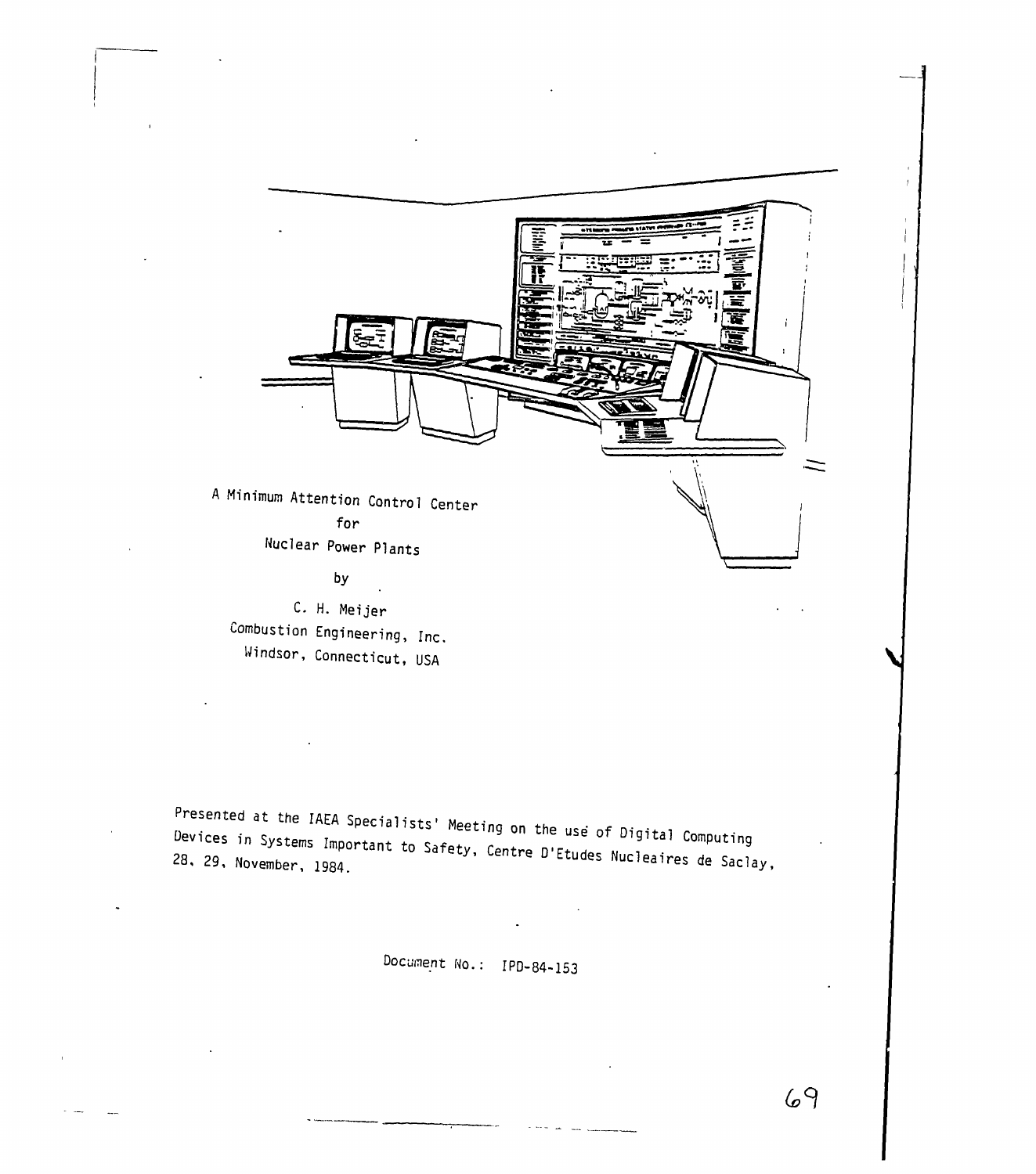# A Minimum Attention Control Center for Nuclear Power Plants

by

C. H. Meijer
Combustion Engineering, Inc.
Windsor, Connecticut, USA

Presented at the IAEA Specialists' Meeting on the usé of Digital Computing Devices in Systems Important to Safety, Centre D'Etudes Nucleaires de Saclay, 28, 29, November, 1984.

Document No.: IPD-84-153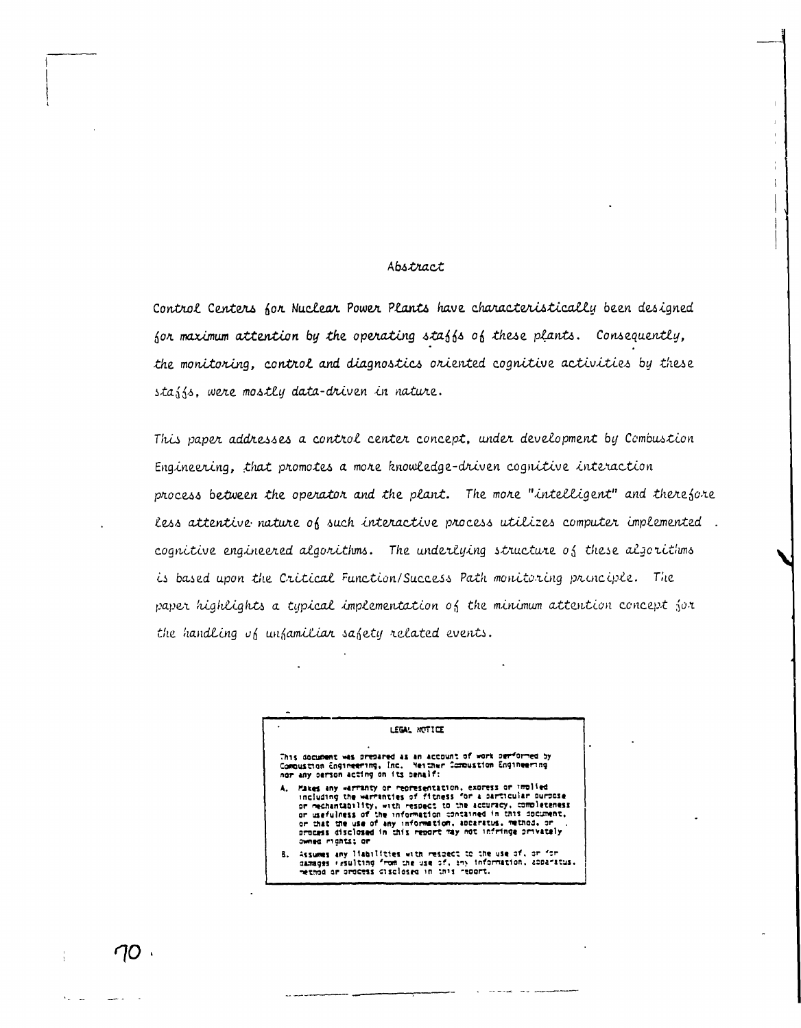## Abstract

Control Centers for Nuclear Power Plants have characteristically been designed for maximum attention by the operating staffs of these plants. Consequently, the monitoring, control and diagnostics oriented cognitive activities by these staffs, were mostly data-driven in nature.

This paper addresses a control center concept, under development by Combustion Engineering, that promotes a more knowledge-driven cognitive interaction process between the operator and the plant. The more "intelligent" and therefore less attentive nature of such interactive process utilizes computer implemented cognitive engineered algorithms. The underlying structure of these algorithms is based upon the Critical Function/Success Path monitoring principle. The paper highlights a typical implementation of the minimum attention concept for the handling of unfamiliar safety related events.

LEGAL NOTICE

This document was prepared as an account of work performed by Combustion Engineering, Inc. Neither Combustion Engineering nor any person acting on its behalf:

A. Makes any warranty or representation, express or implied including the warranties of fitness for a particular purpose or merchantability, with respect to the accuracy, completeness or usefulness of the information contained in this document, or that the use of any information, apparatus, method, or process disclosed in this report may not infringe privately owned rights; or

B. Assumes any liabilities with respect to the use of, or for damages resulting from the use of, any information, apparatus, method or process disclosed in this report.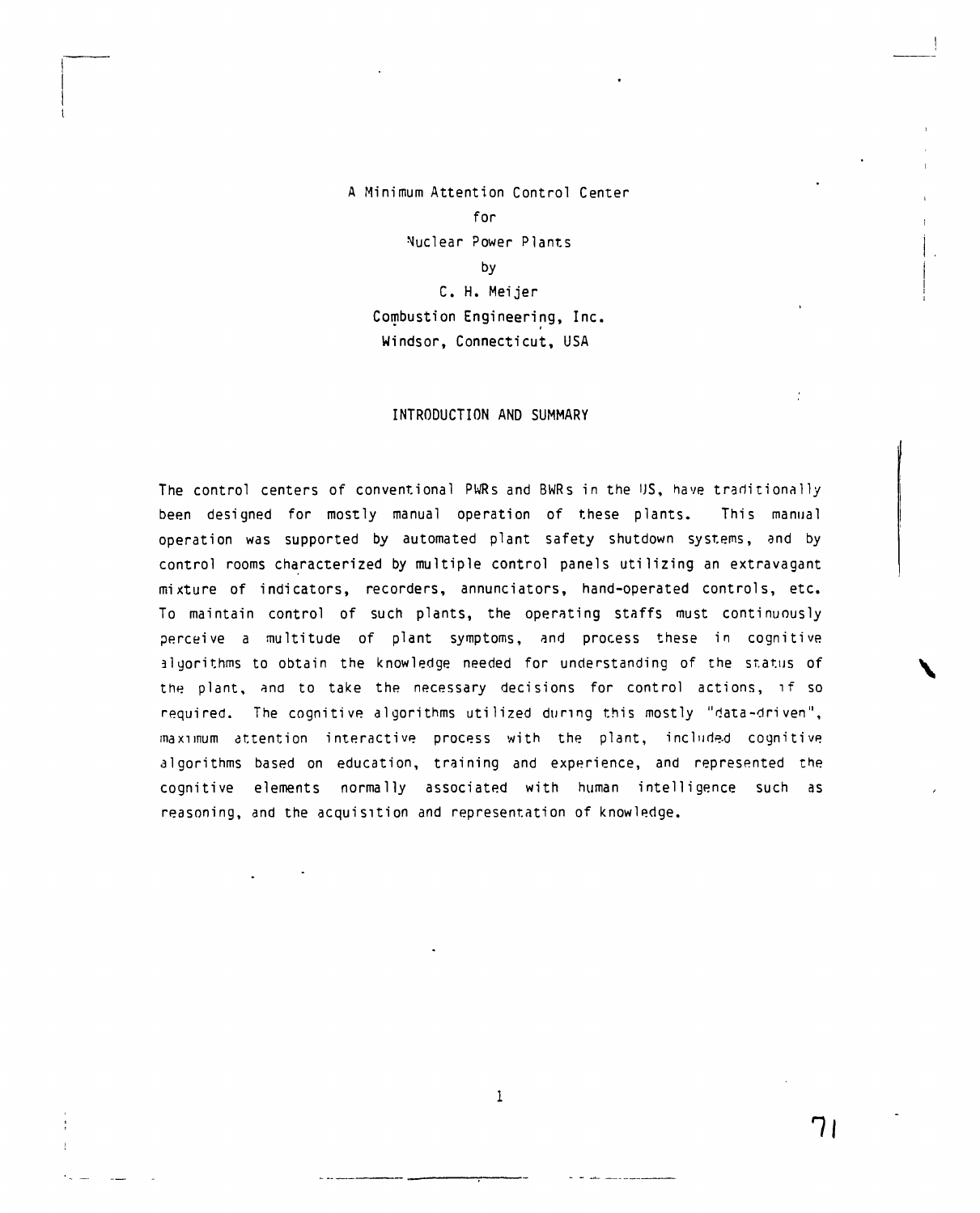# A Minimum Attention Control Center for Nuclear Power Plants

by

C. H. Meijer
Combustion Engineering, Inc.
Windsor, Connecticut, USA

## INTRODUCTION AND SUMMARY

The control centers of conventional PWRs and BWRs in the US, have traditionally been designed for mostly manual operation of these plants. This manual operation was supported by automated plant safety shutdown systems, and by control rooms characterized by multiple control panels utilizing an extravagant mixture of indicators, recorders, annunciators, hand-operated controls, etc. To maintain control of such plants, the operating staffs must continuously perceive a multitude of plant symptoms, and process these in cognitive algorithms to obtain the knowledge needed for understanding of the status of the plant, and to take the necessary decisions for control actions, if so required. The cognitive algorithms utilized during this mostly "data-driven", maximum attention interactive process with the plant, included cognitive algorithms based on education, training and experience, and represented the cognitive elements normally associated with human intelligence such as reasoning, and the acquisition and representation of knowledge.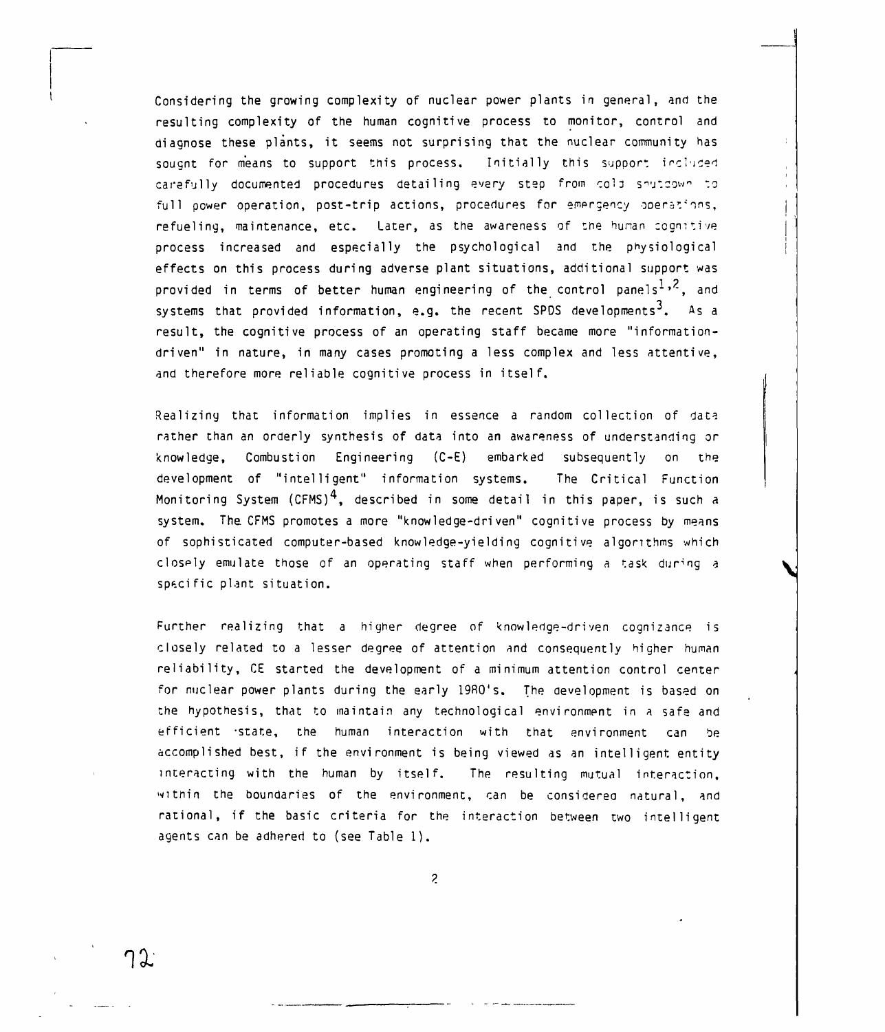Considering the growing complexity of nuclear power plants in general, and the resulting complexity of the human cognitive process to monitor, control and diagnose these plants, it seems not surprising that the nuclear community has sought for means to support this process. Initially this support included carefully documented procedures detailing every step from cold shutdown to full power operation, post-trip actions, procedures for emergency operations, refueling, maintenance, etc. Later, as the awareness of the human cognitive process increased and especially the psychological and the physiological effects on this process during adverse plant situations, additional support was provided in terms of better human engineering of the control panels[1,2], and systems that provided information, e.g. the recent SPDS developments[3]. As a result, the cognitive process of an operating staff became more "information-driven" in nature, in many cases promoting a less complex and less attentive, and therefore more reliable cognitive process in itself.

Realizing that information implies in essence a random collection of data rather than an orderly synthesis of data into an awareness of understanding or knowledge, Combustion Engineering (C-E) embarked subsequently on the development of "intelligent" information systems. The Critical Function Monitoring System (CFMS)[4], described in some detail in this paper, is such a system. The CFMS promotes a more "knowledge-driven" cognitive process by means of sophisticated computer-based knowledge-yielding cognitive algorithms which closely emulate those of an operating staff when performing a task during a specific plant situation.

Further realizing that a higher degree of knowledge-driven cognizance is closely related to a lesser degree of attention and consequently higher human reliability, CE started the development of a minimum attention control center for nuclear power plants during the early 1980's. The development is based on the hypothesis, that to maintain any technological environment in a safe and efficient state, the human interaction with that environment can be accomplished best, if the environment is being viewed as an intelligent entity interacting with the human by itself. The resulting mutual interaction, within the boundaries of the environment, can be considered natural, and rational, if the basic criteria for the interaction between two intelligent agents can be adhered to (see Table 1).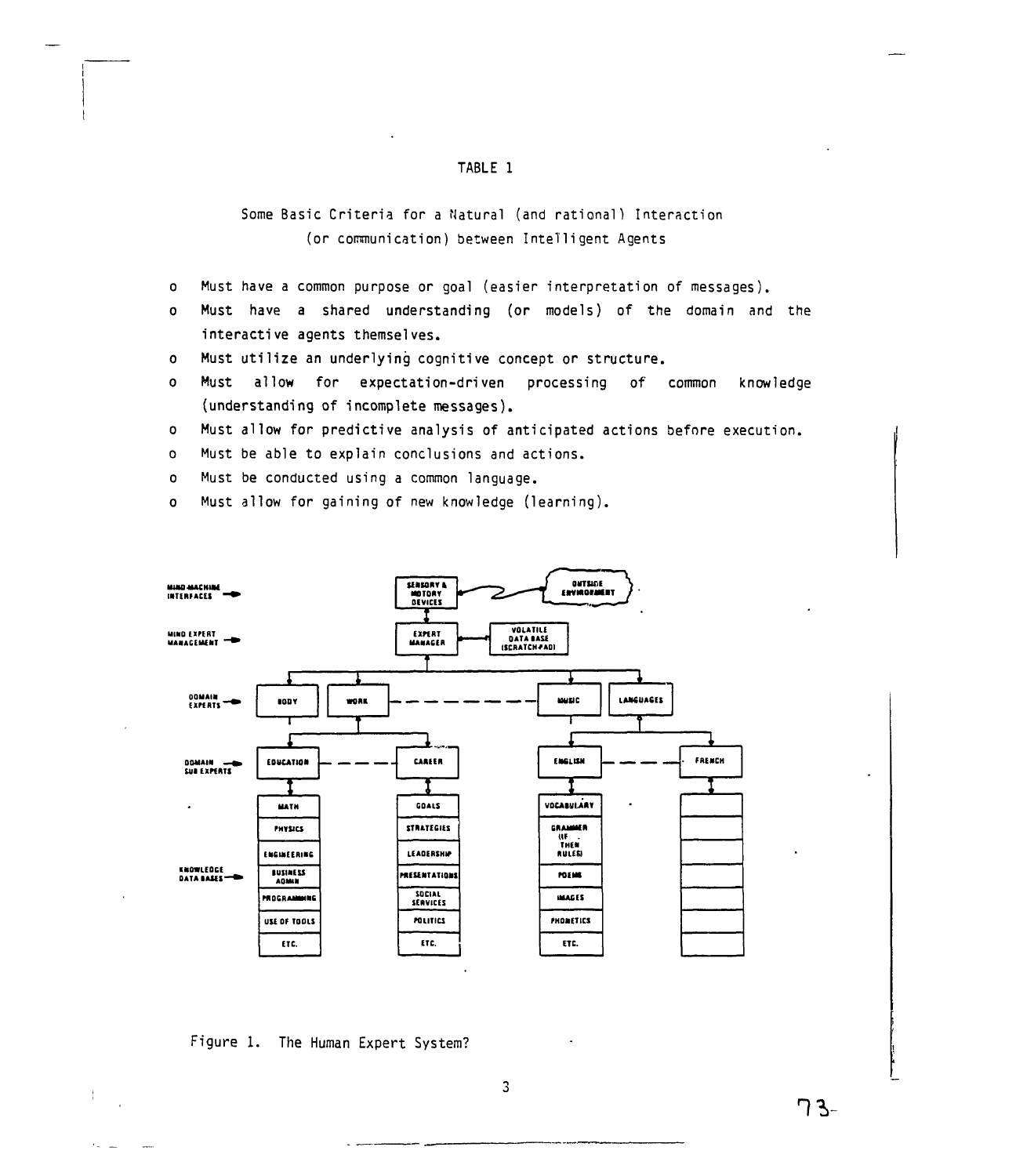TABLE 1

Some Basic Criteria for a Natural (and rational) Interaction (or communication) between Intelligent Agents

- Must have a common purpose or goal (easier interpretation of messages).
- Must have a shared understanding (or models) of the domain and the interactive agents themselves.
- Must utilize an underlying cognitive concept or structure.
- Must allow for expectation-driven processing of common knowledge (understanding of incomplete messages).
- Must allow for predictive analysis of anticipated actions before execution.
- Must be able to explain conclusions and actions.
- Must be conducted using a common language.
- Must allow for gaining of new knowledge (learning).

Figure 1. The Human Expert System?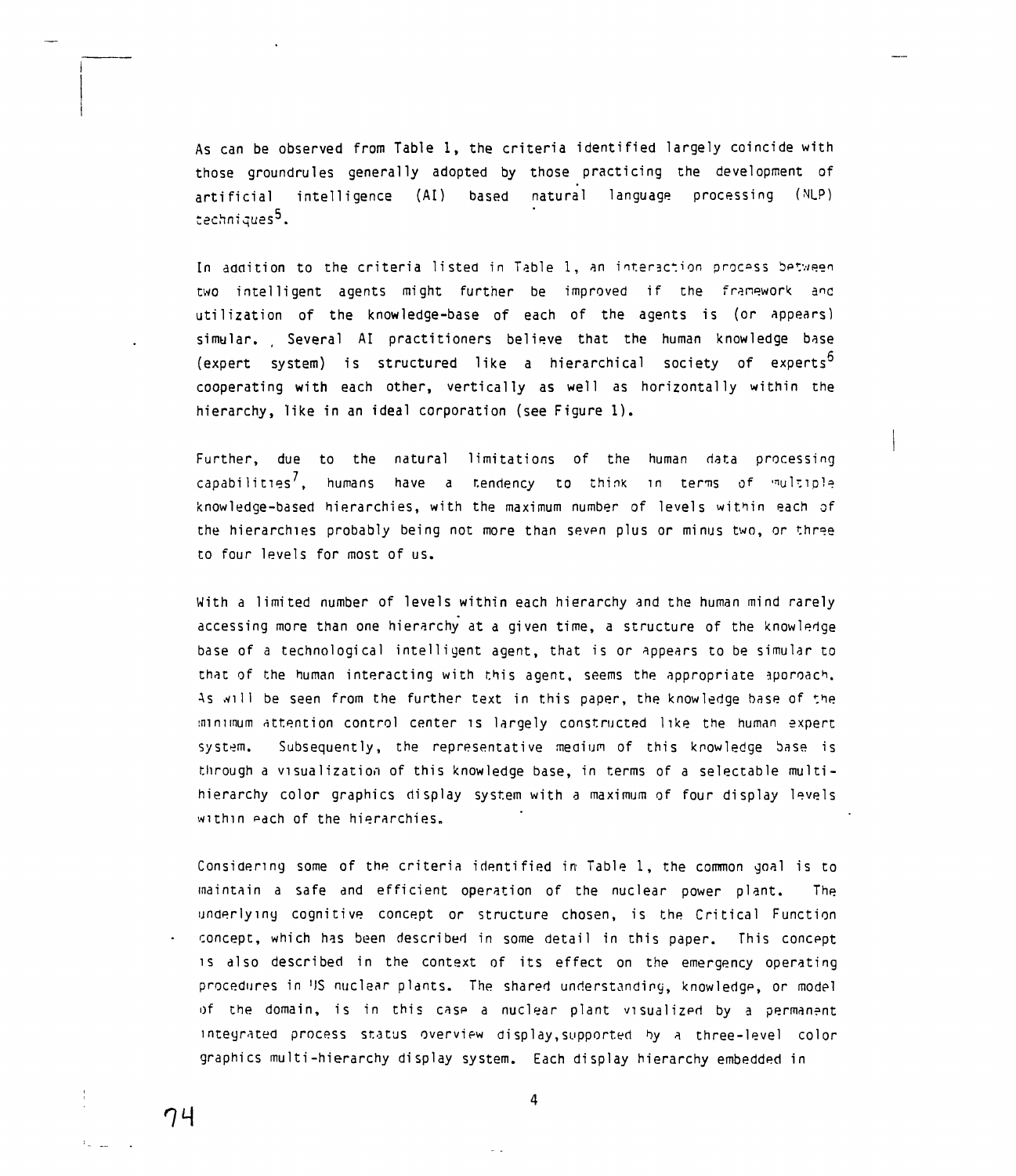As can be observed from Table 1, the criteria identified largely coincide with those groundrules generally adopted by those practicing the development of artificial intelligence (AI) based natural language processing (NLP) techniques[5].

In addition to the criteria listed in Table 1, an interaction process between two intelligent agents might further be improved if the framework and utilization of the knowledge-base of each of the agents is (or appears) simular. Several AI practitioners believe that the human knowledge base (expert system) is structured like a hierarchical society of experts[6] cooperating with each other, vertically as well as horizontally within the hierarchy, like in an ideal corporation (see Figure 1).

Further, due to the natural limitations of the human data processing capabilities[7], humans have a tendency to think in terms of multiple knowledge-based hierarchies, with the maximum number of levels within each of the hierarchies probably being not more than seven plus or minus two, or three to four levels for most of us.

With a limited number of levels within each hierarchy and the human mind rarely accessing more than one hierarchy at a given time, a structure of the knowledge base of a technological intelligent agent, that is or appears to be simular to that of the human interacting with this agent, seems the appropriate approach. As will be seen from the further text in this paper, the knowledge base of the minimum attention control center is largely constructed like the human expert system. Subsequently, the representative medium of this knowledge base is through a visualization of this knowledge base, in terms of a selectable multi-hierarchy color graphics display system with a maximum of four display levels within each of the hierarchies.

Considering some of the criteria identified in Table 1, the common goal is to maintain a safe and efficient operation of the nuclear power plant. The underlying cognitive concept or structure chosen, is the Critical Function concept, which has been described in some detail in this paper. This concept is also described in the context of its effect on the emergency operating procedures in US nuclear plants. The shared understanding, knowledge, or model of the domain, is in this case a nuclear plant visualized by a permanent integrated process status overview display, supported by a three-level color graphics multi-hierarchy display system. Each display hierarchy embedded in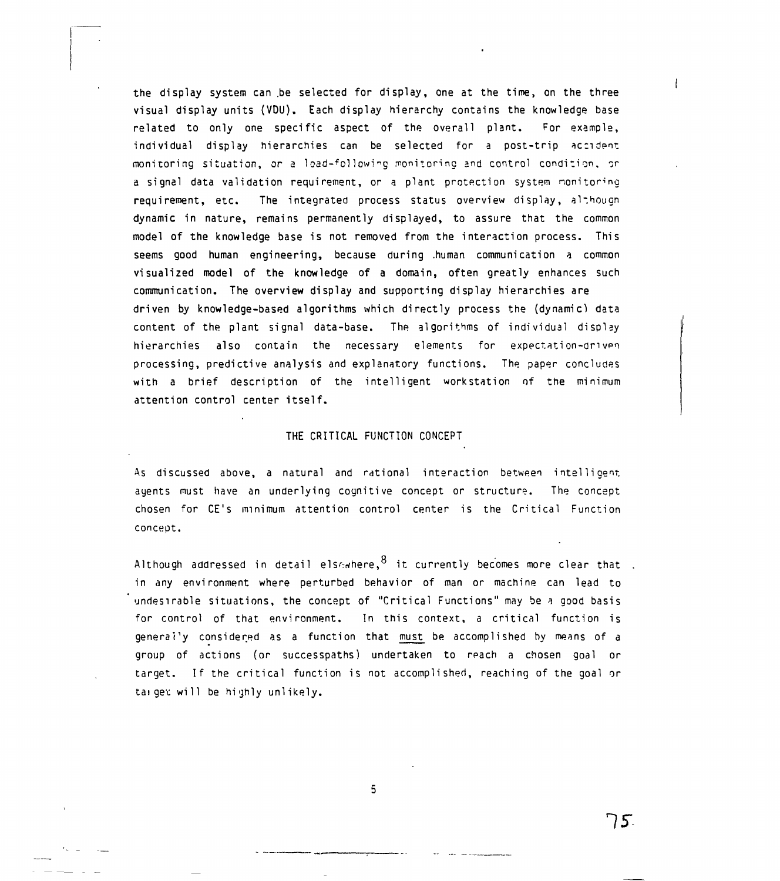the display system can be selected for display, one at the time, on the three visual display units (VDU). Each display hierarchy contains the knowledge base related to only one specific aspect of the overall plant. For example, individual display hierarchies can be selected for a post-trip accident monitoring situation, or a load-following monitoring and control condition, or a signal data validation requirement, or a plant protection system monitoring requirement, etc. The integrated process status overview display, although dynamic in nature, remains permanently displayed, to assure that the common model of the knowledge base is not removed from the interaction process. This seems good human engineering, because during human communication a common visualized model of the knowledge of a domain, often greatly enhances such communication. The overview display and supporting display hierarchies are driven by knowledge-based algorithms which directly process the (dynamic) data content of the plant signal data-base. The algorithms of individual display hierarchies also contain the necessary elements for expectation-driven processing, predictive analysis and explanatory functions. The paper concludes with a brief description of the intelligent workstation of the minimum attention control center itself.

## THE CRITICAL FUNCTION CONCEPT

As discussed above, a natural and rational interaction between intelligent agents must have an underlying cognitive concept or structure. The concept chosen for CE's minimum attention control center is the Critical Function concept.

Although addressed in detail elsewhere,[8] it currently becomes more clear that in any environment where perturbed behavior of man or machine can lead to undesirable situations, the concept of "Critical Functions" may be a good basis for control of that environment. In this context, a critical function is generally considered as a function that <u>must</u> be accomplished by means of a group of actions (or successpaths) undertaken to reach a chosen goal or target. If the critical function is not accomplished, reaching of the goal or target will be highly unlikely.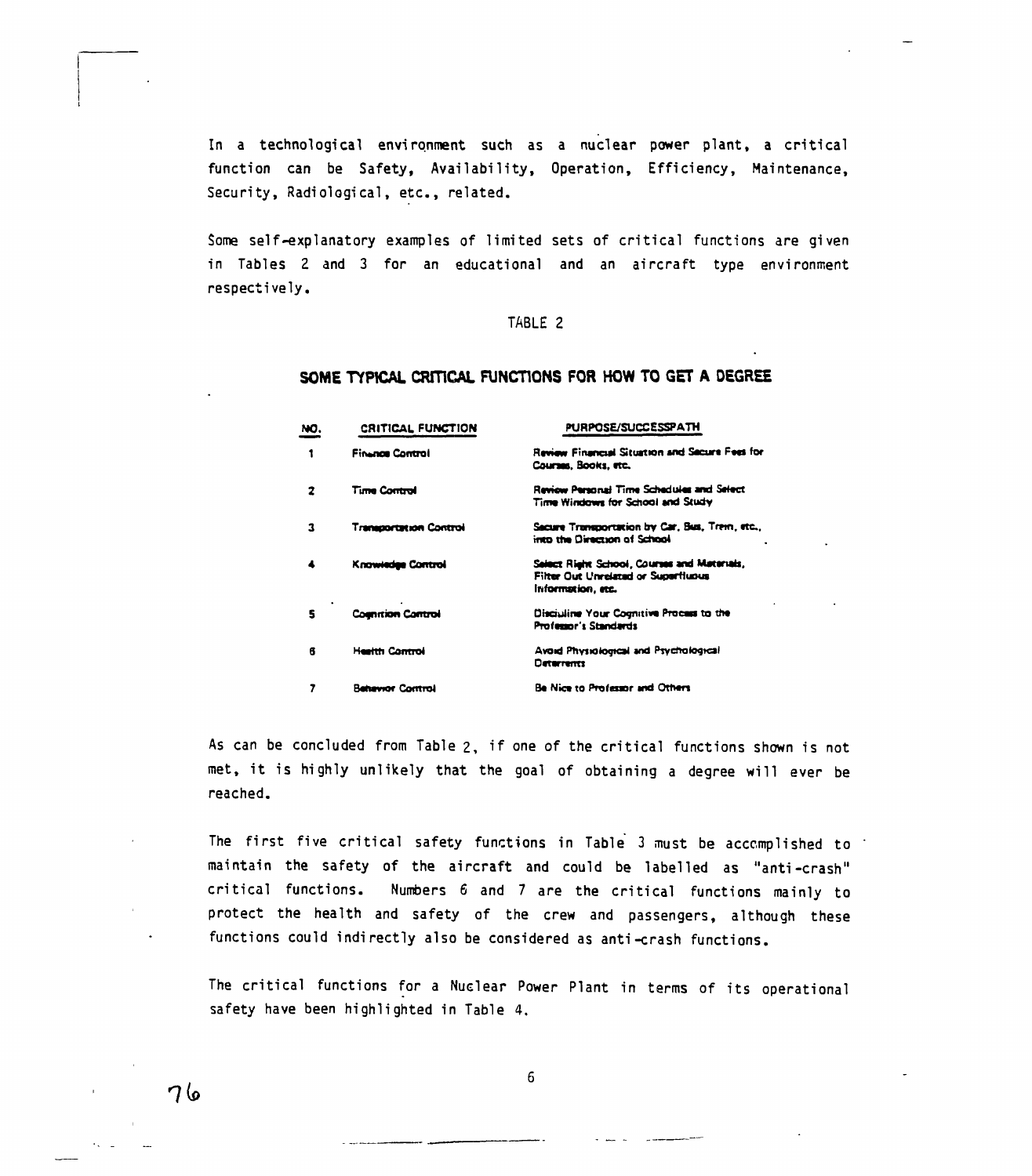In a technological environment such as a nuclear power plant, a critical function can be Safety, Availability, Operation, Efficiency, Maintenance, Security, Radiological, etc., related.

Some self-explanatory examples of limited sets of critical functions are given in Tables 2 and 3 for an educational and an aircraft type environment respectively.

TABLE 2

**SOME TYPICAL CRITICAL FUNCTIONS FOR HOW TO GET A DEGREE**

| NO. | CRITICAL FUNCTION | PURPOSE/SUCCESSPATH |
|---|---|---|
| 1 | Finance Control | Review Financial Situation and Secure Fees for Courses, Books, etc. |
| 2 | Time Control | Review Personal Time Schedules and Select Time Windows for School and Study |
| 3 | Transportation Control | Secure Transportation by Car, Bus, Train, etc., into the Direction of School |
| 4 | Knowledge Control | Select Right School, Courses and Materials, Filter Out Unrelated or Superfluous Information, etc. |
| 5 | Cognition Control | Discipline Your Cognitive Process to the Professor's Standards |
| 6 | Health Control | Avoid Physiological and Psychological Deterrents |
| 7 | Behavior Control | Be Nice to Professor and Others |

As can be concluded from Table 2, if one of the critical functions shown is not met, it is highly unlikely that the goal of obtaining a degree will ever be reached.

The first five critical safety functions in Table 3 must be accomplished to maintain the safety of the aircraft and could be labelled as "anti-crash" critical functions. Numbers 6 and 7 are the critical functions mainly to protect the health and safety of the crew and passengers, although these functions could indirectly also be considered as anti-crash functions.

The critical functions for a Nuclear Power Plant in terms of its operational safety have been highlighted in Table 4.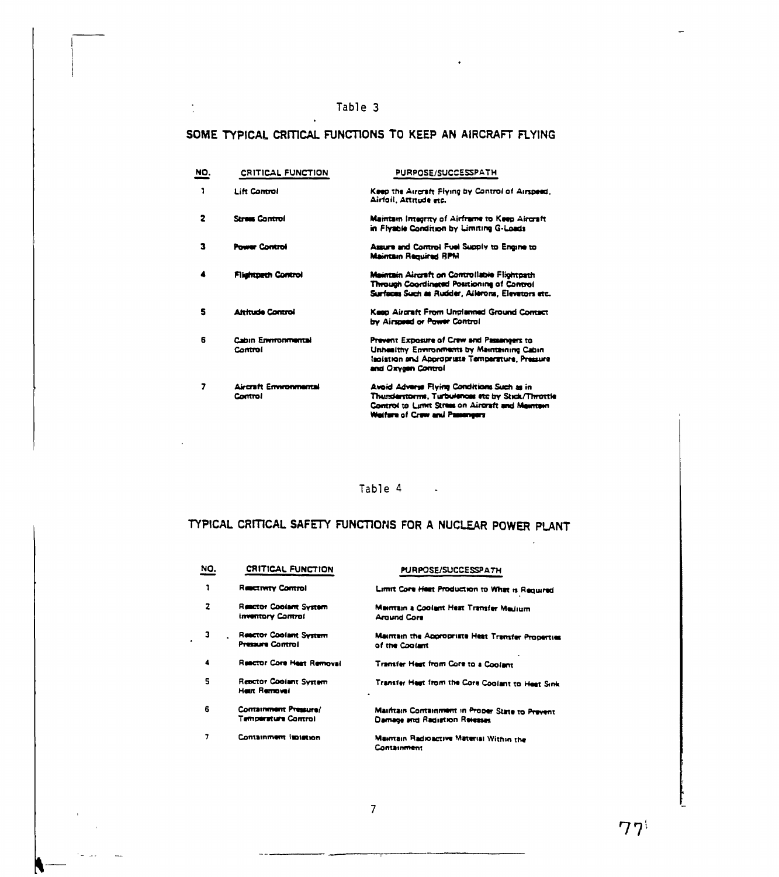Table 3

## SOME TYPICAL CRITICAL FUNCTIONS TO KEEP AN AIRCRAFT FLYING

| NO. | CRITICAL FUNCTION | PURPOSE/SUCCESSPATH |
|---|---|---|
| 1 | Lift Control | Keep the Aircraft Flying by Control of Airspeed, Airfoil, Attitude etc. |
| 2 | Stress Control | Maintain Integrity of Airframe to Keep Aircraft in Flyable Condition by Limiting G-Loads |
| 3 | Power Control | Assure and Control Fuel Supply to Engine to Maintain Required RPM |
| 4 | Flightpath Control | Maintain Aircraft on Controllable Flightpath Through Coordinated Positioning of Control Surfaces Such as Rudder, Ailerons, Elevators etc. |
| 5 | Altitude Control | Keep Aircraft From Unplanned Ground Contact by Airspeed or Power Control |
| 6 | Cabin Environmental Control | Prevent Exposure of Crew and Passengers to Unhealthy Environments by Maintaining Cabin Isolation and Appropriate Temperature, Pressure and Oxygen Control |
| 7 | Aircraft Environmental Control | Avoid Adverse Flying Conditions Such as in Thunderstorms, Turbulences etc by Stick/Throttle Control to Limit Stress on Aircraft and Maintain Welfare of Crew and Passengers |

Table 4

## TYPICAL CRITICAL SAFETY FUNCTIONS FOR A NUCLEAR POWER PLANT

| NO. | CRITICAL FUNCTION | PURPOSE/SUCCESSPATH |
|---|---|---|
| 1 | Reactivity Control | Limit Core Heat Production to What is Required |
| 2 | Reactor Coolant System Inventory Control | Maintain a Coolant Heat Transfer Medium Around Core |
| 3 | Reactor Coolant System Pressure Control | Maintain the Appropriate Heat Transfer Properties of the Coolant |
| 4 | Reactor Core Heat Removal | Transfer Heat from Core to a Coolant |
| 5 | Reactor Coolant System Heat Removal | Transfer Heat from the Core Coolant to Heat Sink |
| 6 | Containment Pressure/ Temperature Control | Maintain Containment in Proper State to Prevent Damage and Radiation Releases |
| 7 | Containment Isolation | Maintain Radioactive Material Within the Containment |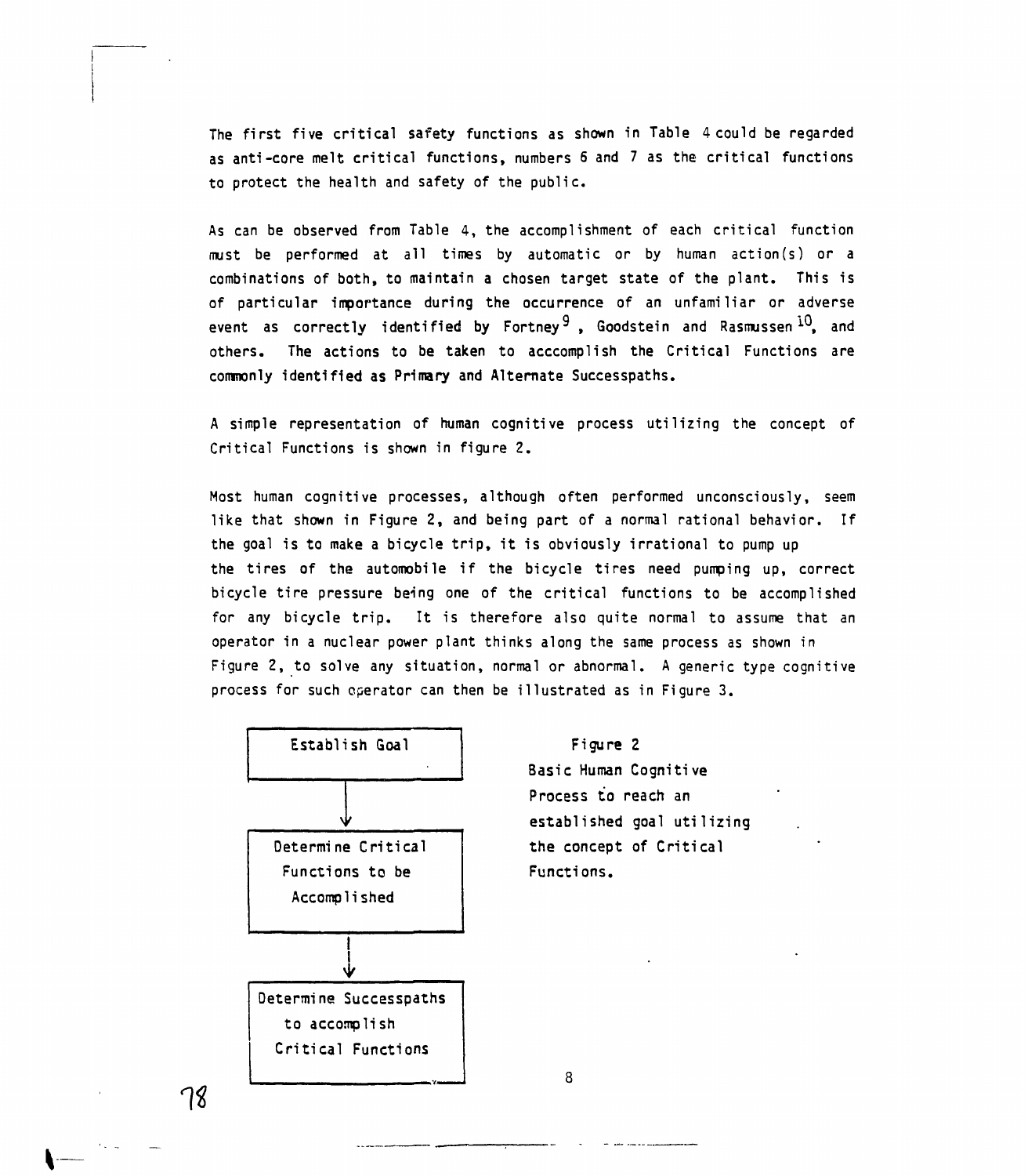The first five critical safety functions as shown in Table 4 could be regarded as anti-core melt critical functions, numbers 6 and 7 as the critical functions to protect the health and safety of the public.

As can be observed from Table 4, the accomplishment of each critical function must be performed at all times by automatic or by human action(s) or a combinations of both, to maintain a chosen target state of the plant. This is of particular importance during the occurrence of an unfamiliar or adverse event as correctly identified by Fortney[9], Goodstein and Rasmussen[10], and others. The actions to be taken to acccomplish the Critical Functions are commonly identified as Primary and Alternate Successpaths.

A simple representation of human cognitive process utilizing the concept of Critical Functions is shown in figure 2.

Most human cognitive processes, although often performed unconsciously, seem like that shown in Figure 2, and being part of a normal rational behavior. If the goal is to make a bicycle trip, it is obviously irrational to pump up the tires of the automobile if the bicycle tires need pumping up, correct bicycle tire pressure being one of the critical functions to be accomplished for any bicycle trip. It is therefore also quite normal to assume that an operator in a nuclear power plant thinks along the same process as shown in Figure 2, to solve any situation, normal or abnormal. A generic type cognitive process for such operator can then be illustrated as in Figure 3.

```
┌─────────────────────────┐
│      Establish Goal     │
└────────────┬────────────┘
             ↓
┌─────────────────────────┐
│   Determine Critical    │
│    Functions to be      │
│     Accomplished        │
└────────────┬────────────┘
             ↓
┌─────────────────────────┐
│ Determine Successpaths  │
│     to accomplish       │
│   Critical Functions    │
└─────────────────────────┘
```

Figure 2
Basic Human Cognitive Process to reach an established goal utilizing the concept of Critical Functions.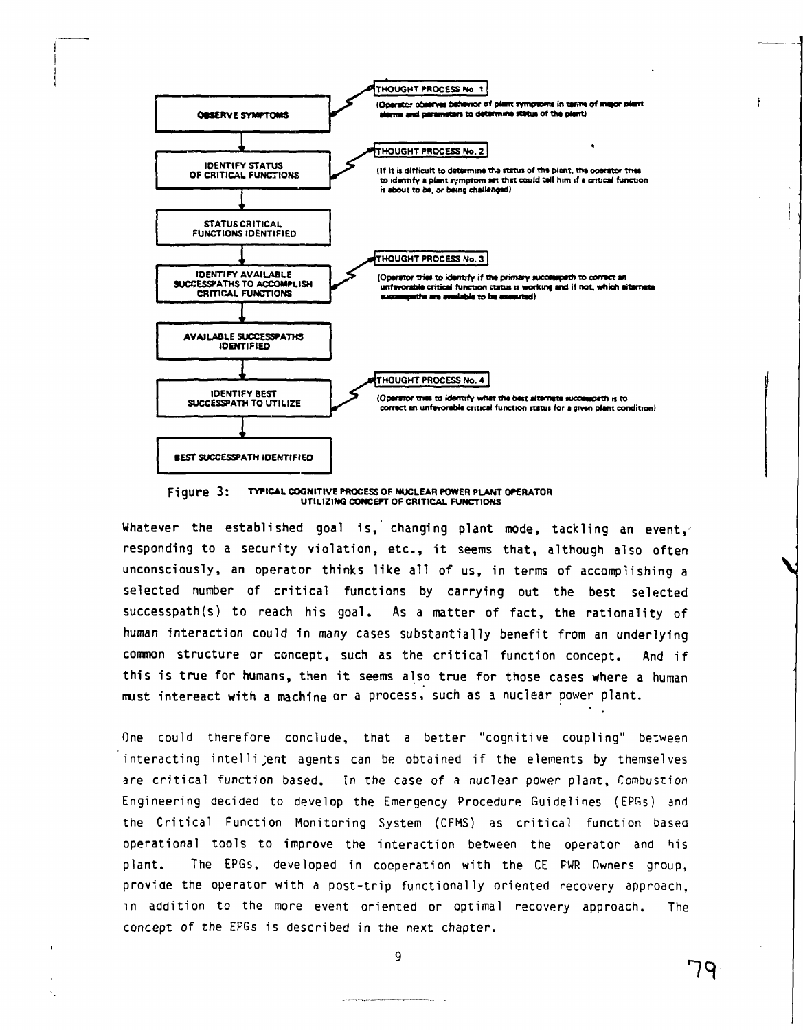OBSERVE SYMPTOMS

THOUGHT PROCESS No. 1
(Operator observes behavior of plant symptoms in terms of major plant alarms and parameters to determine status of the plant)

IDENTIFY STATUS OF CRITICAL FUNCTIONS

THOUGHT PROCESS No. 2
(If it is difficult to determine the status of the plant, the operator tries to identify a plant symptom set that could tell him if a critical function is about to be, or being challenged)

STATUS CRITICAL FUNCTIONS IDENTIFIED

IDENTIFY AVAILABLE SUCCESSPATHS TO ACCOMPLISH CRITICAL FUNCTIONS

THOUGHT PROCESS No. 3
(Operator tries to identify if the primary successpath to correct an unfavorable critical function status is working and if not, which alternate successpaths are available to be executed)

AVAILABLE SUCCESSPATHS IDENTIFIED

IDENTIFY BEST SUCCESSPATH TO UTILIZE

THOUGHT PROCESS No. 4
(Operator tries to identify what the best alternate successpath is to correct an unfavorable critical function status for a given plant condition)

BEST SUCCESSPATH IDENTIFIED

Figure 3: TYPICAL COGNITIVE PROCESS OF NUCLEAR POWER PLANT OPERATOR UTILIZING CONCEPT OF CRITICAL FUNCTIONS

Whatever the established goal is, changing plant mode, tackling an event, responding to a security violation, etc., it seems that, although also often unconsciously, an operator thinks like all of us, in terms of accomplishing a selected number of critical functions by carrying out the best selected successpath(s) to reach his goal. As a matter of fact, the rationality of human interaction could in many cases substantially benefit from an underlying common structure or concept, such as the critical function concept. And if this is true for humans, then it seems also true for those cases where a human must intereact with a machine or a process, such as a nuclear power plant.

One could therefore conclude, that a better "cognitive coupling" between interacting intelligent agents can be obtained if the elements by themselves are critical function based. In the case of a nuclear power plant, Combustion Engineering decided to develop the Emergency Procedure Guidelines (EPGs) and the Critical Function Monitoring System (CFMS) as critical function based operational tools to improve the interaction between the operator and his plant. The EPGs, developed in cooperation with the CE PWR Owners group, provide the operator with a post-trip functionally oriented recovery approach, in addition to the more event oriented or optimal recovery approach. The concept of the EPGs is described in the next chapter.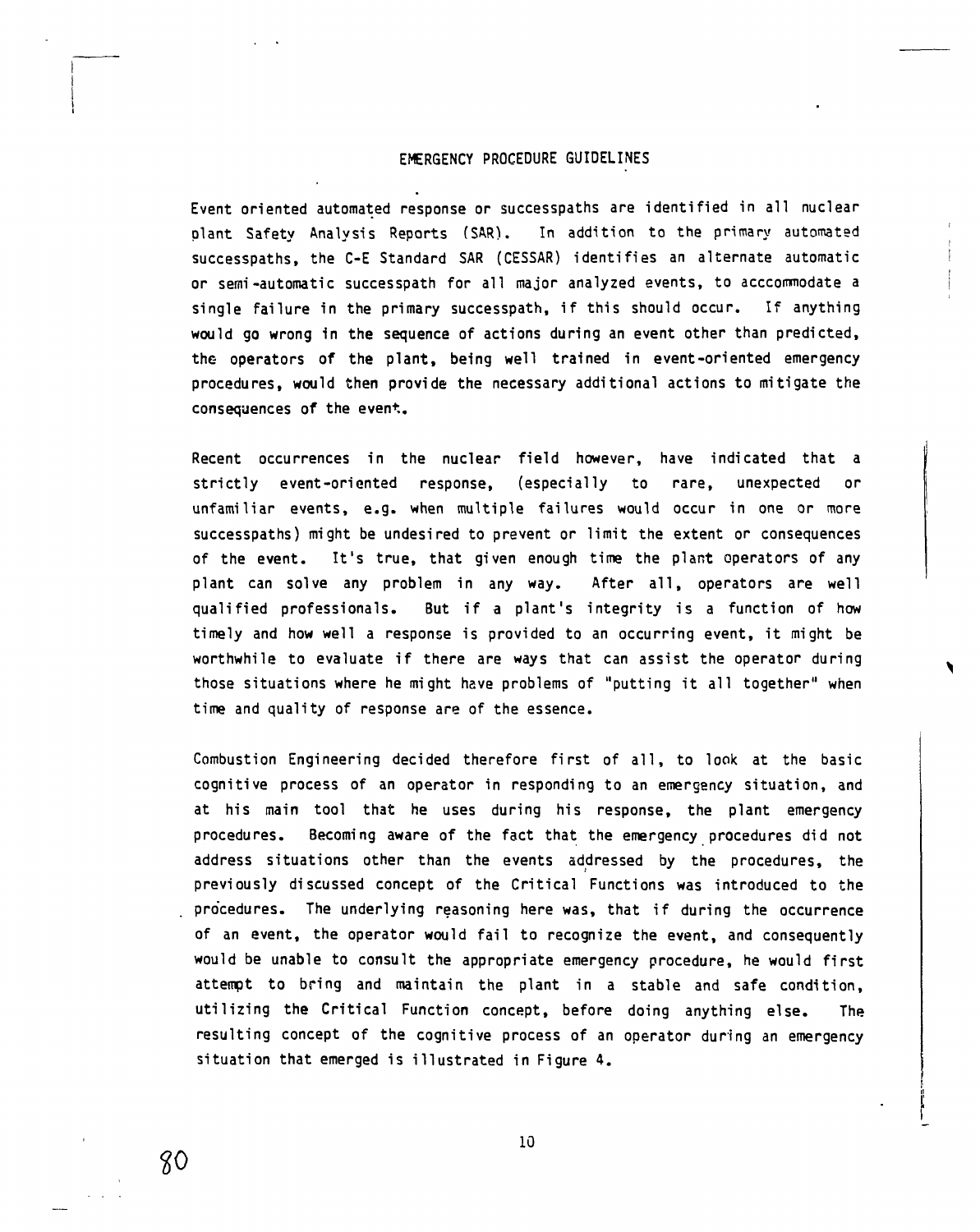## EMERGENCY PROCEDURE GUIDELINES

Event oriented automated response or successpaths are identified in all nuclear plant Safety Analysis Reports (SAR). In addition to the primary automated successpaths, the C-E Standard SAR (CESSAR) identifies an alternate automatic or semi-automatic successpath for all major analyzed events, to acccommodate a single failure in the primary successpath, if this should occur. If anything would go wrong in the sequence of actions during an event other than predicted, the operators of the plant, being well trained in event-oriented emergency procedures, would then provide the necessary additional actions to mitigate the consequences of the event.

Recent occurrences in the nuclear field however, have indicated that a strictly event-oriented response, (especially to rare, unexpected or unfamiliar events, e.g. when multiple failures would occur in one or more successpaths) might be undesired to prevent or limit the extent or consequences of the event. It's true, that given enough time the plant operators of any plant can solve any problem in any way. After all, operators are well qualified professionals. But if a plant's integrity is a function of how timely and how well a response is provided to an occurring event, it might be worthwhile to evaluate if there are ways that can assist the operator during those situations where he might have problems of "putting it all together" when time and quality of response are of the essence.

Combustion Engineering decided therefore first of all, to look at the basic cognitive process of an operator in responding to an emergency situation, and at his main tool that he uses during his response, the plant emergency procedures. Becoming aware of the fact that the emergency procedures did not address situations other than the events addressed by the procedures, the previously discussed concept of the Critical Functions was introduced to the procedures. The underlying reasoning here was, that if during the occurrence of an event, the operator would fail to recognize the event, and consequently would be unable to consult the appropriate emergency procedure, he would first attempt to bring and maintain the plant in a stable and safe condition, utilizing the Critical Function concept, before doing anything else. The resulting concept of the cognitive process of an operator during an emergency situation that emerged is illustrated in Figure 4.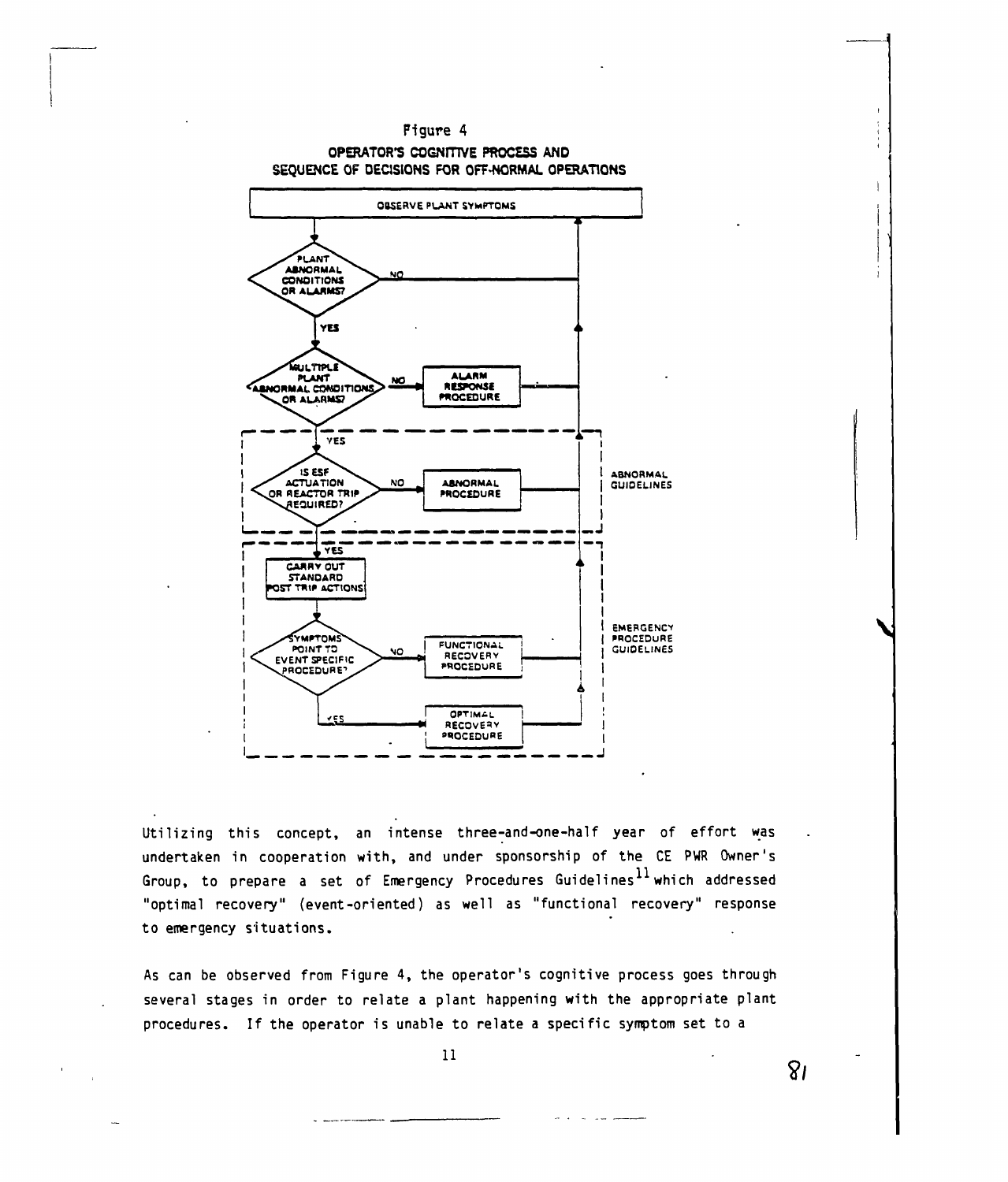Figure 4

**OPERATOR'S COGNITIVE PROCESS AND SEQUENCE OF DECISIONS FOR OFF-NORMAL OPERATIONS**

OBSERVE PLANT SYMPTOMS

PLANT ABNORMAL CONDITIONS OR ALARMS? — NO → return to OBSERVE PLANT SYMPTOMS; YES ↓

MULTIPLE PLANT ABNORMAL CONDITIONS OR ALARMS? — NO → ALARM RESPONSE PROCEDURE; YES ↓

ABNORMAL GUIDELINES:

IS ESF ACTUATION OR REACTOR TRIP REQUIRED? — NO → ABNORMAL PROCEDURE; YES ↓

EMERGENCY PROCEDURE GUIDELINES:

CARRY OUT STANDARD POST TRIP ACTIONS

SYMPTOMS POINT TO EVENT SPECIFIC PROCEDURE? — NO → FUNCTIONAL RECOVERY PROCEDURE; YES → OPTIMAL RECOVERY PROCEDURE

Utilizing this concept, an intense three-and-one-half year of effort was undertaken in cooperation with, and under sponsorship of the CE PWR Owner's Group, to prepare a set of Emergency Procedures Guidelines[11] which addressed "optimal recovery" (event-oriented) as well as "functional recovery" response to emergency situations.

As can be observed from Figure 4, the operator's cognitive process goes through several stages in order to relate a plant happening with the appropriate plant procedures. If the operator is unable to relate a specific symptom set to a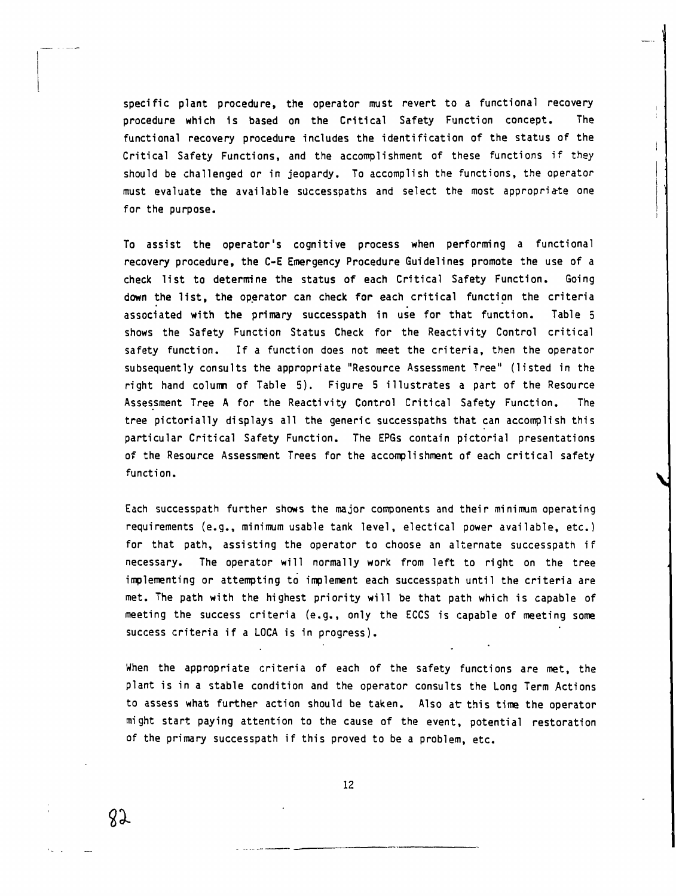specific plant procedure, the operator must revert to a functional recovery procedure which is based on the Critical Safety Function concept. The functional recovery procedure includes the identification of the status of the Critical Safety Functions, and the accomplishment of these functions if they should be challenged or in jeopardy. To accomplish the functions, the operator must evaluate the available successpaths and select the most appropriate one for the purpose.

To assist the operator's cognitive process when performing a functional recovery procedure, the C-E Emergency Procedure Guidelines promote the use of a check list to determine the status of each Critical Safety Function. Going down the list, the operator can check for each critical function the criteria associated with the primary successpath in use for that function. Table 5 shows the Safety Function Status Check for the Reactivity Control critical safety function. If a function does not meet the criteria, then the operator subsequently consults the appropriate "Resource Assessment Tree" (listed in the right hand column of Table 5). Figure 5 illustrates a part of the Resource Assessment Tree A for the Reactivity Control Critical Safety Function. The tree pictorially displays all the generic successpaths that can accomplish this particular Critical Safety Function. The EPGs contain pictorial presentations of the Resource Assessment Trees for the accomplishment of each critical safety function.

Each successpath further shows the major components and their minimum operating requirements (e.g., minimum usable tank level, electical power available, etc.) for that path, assisting the operator to choose an alternate successpath if necessary. The operator will normally work from left to right on the tree implementing or attempting to implement each successpath until the criteria are met. The path with the highest priority will be that path which is capable of meeting the success criteria (e.g., only the ECCS is capable of meeting some success criteria if a LOCA is in progress).

When the appropriate criteria of each of the safety functions are met, the plant is in a stable condition and the operator consults the Long Term Actions to assess what further action should be taken. Also at this time the operator might start paying attention to the cause of the event, potential restoration of the primary successpath if this proved to be a problem, etc.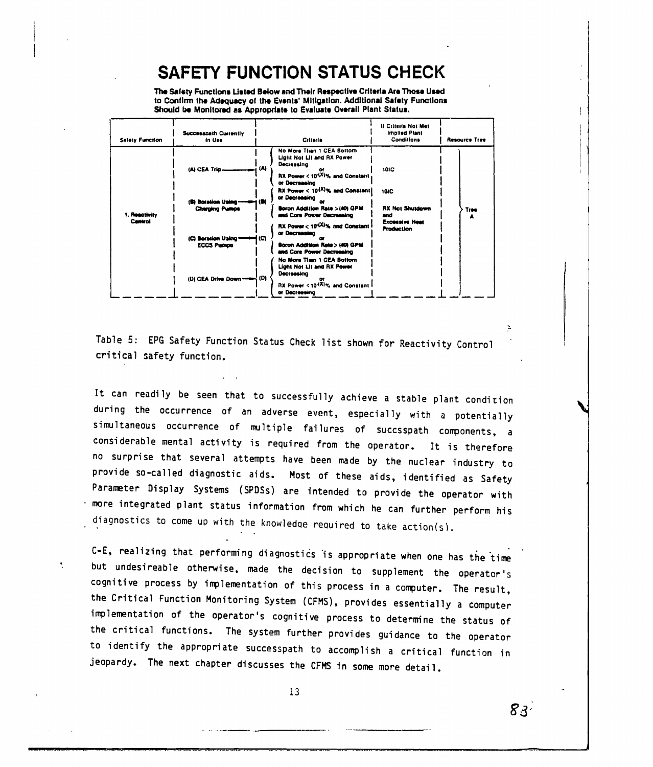# SAFETY FUNCTION STATUS CHECK

**The Safety Functions Listed Below and Their Respective Criteria Are Those Used to Confirm the Adequacy of the Events' Mitigation. Additional Safety Functions Should be Monitored as Appropriate to Evaluate Overall Plant Status.**

| Safety Function | Successpath Currently In Use | Criteria | If Criteria Not Met Implied Plant Conditions | Resource Tree |
|---|---|---|---|---|
| 1. Reactivity Control | (A) CEA Trip | (A) No More Than 1 CEA Bottom Light Not Lit and RX Power Decreasing **or** RX Power < $10^{(X)}$% and Constant or Decreasing | 101C | Tree A |
| | (B) Boration Using Charging Pumps | (B) RX Power < $10^{(X)}$% and Constant or Decreasing **or** Boron Addition Rate > (40) GPM and Core Power Decreasing | 101C<br>RX Not Shutdown and Excessive Heat Production | |
| | (C) Boration Using ECCS Pumps | (C) RX Power < $10^{(X)}$% and Constant or Decreasing **or** Boron Addition Rate > (40) GPM and Core Power Decreasing | | |
| | (D) CEA Drive Down | (D) No More Than 1 CEA Bottom Light Not Lit and RX Power Decreasing **or** RX Power < $10^{(X)}$% and Constant or Decreasing | | |

Table 5: EPG Safety Function Status Check list shown for Reactivity Control critical safety function.

It can readily be seen that to successfully achieve a stable plant condition during the occurrence of an adverse event, especially with a potentially simultaneous occurrence of multiple failures of succsspath components, a considerable mental activity is required from the operator. It is therefore no surprise that several attempts have been made by the nuclear industry to provide so-called diagnostic aids. Most of these aids, identified as Safety Parameter Display Systems (SPDSs) are intended to provide the operator with more integrated plant status information from which he can further perform his diagnostics to come up with the knowledge required to take action(s).

C-E, realizing that performing diagnostics is appropriate when one has the time but undesireable otherwise, made the decision to supplement the operator's cognitive process by implementation of this process in a computer. The result, the Critical Function Monitoring System (CFMS), provides essentially a computer implementation of the operator's cognitive process to determine the status of the critical functions. The system further provides guidance to the operator to identify the appropriate successpath to accomplish a critical function in jeopardy. The next chapter discusses the CFMS in some more detail.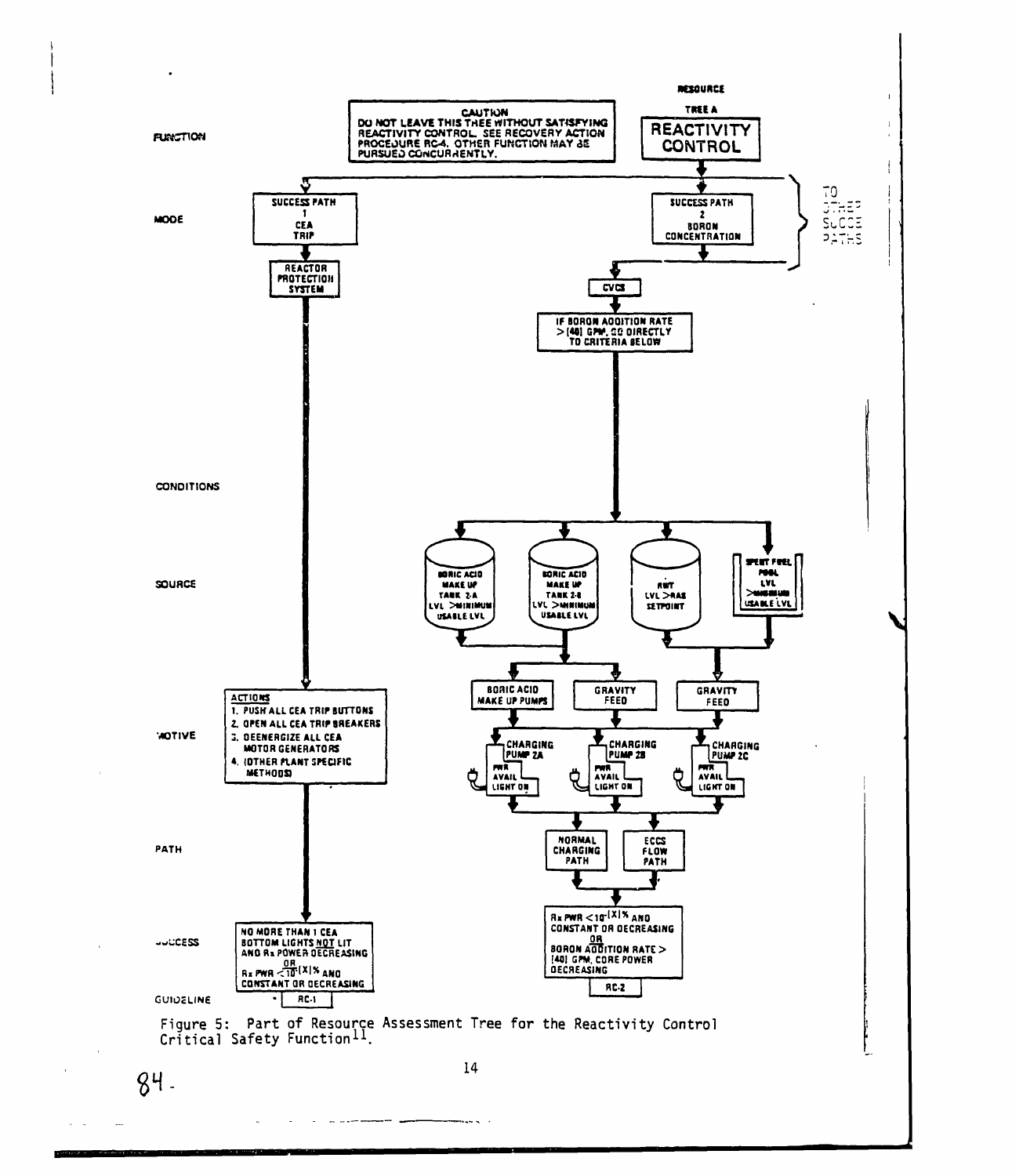**RESOURCE**

**TREE A**

**REACTIVITY CONTROL**

FUNCTION

**CAUTION**
DO NOT LEAVE THIS TREE WITHOUT SATISFYING REACTIVITY CONTROL. SEE RECOVERY ACTION PROCEDURE RC-4. OTHER FUNCTION MAY BE PURSUED CONCURRENTLY.

MODE

SUCCESS PATH 1 CEA TRIP

SUCCESS PATH 2 BORON CONCENTRATION

TO OTHER SUCCESS PATHS

REACTOR PROTECTION SYSTEM

CVCS

IF BORON ADDITION RATE > [40] GPM, GO DIRECTLY TO CRITERIA BELOW

CONDITIONS

SOURCE

BORIC ACID MAKE UP TANK 2-A LVL > MINIMUM USABLE LVL

BORIC ACID MAKE UP TANK 2-B LVL > MINIMUM USABLE LVL

RWT LVL > RAS SETPOINT

SPENT FUEL POOL LVL > MINIMUM USABLE LVL

MOTIVE

ACTIONS
1. PUSH ALL CEA TRIP BUTTONS
2. OPEN ALL CEA TRIP BREAKERS
3. DEENERGIZE ALL CEA MOTOR GENERATORS
4. (OTHER PLANT SPECIFIC METHODS)

BORIC ACID MAKE UP PUMPS

GRAVITY FEED

GRAVITY FEED

CHARGING PUMP 2A — PWR AVAIL LIGHT ON

CHARGING PUMP 2B — PWR AVAIL LIGHT ON

CHARGING PUMP 2C — PWR AVAIL LIGHT ON

PATH

NORMAL CHARGING PATH

ECCS FLOW PATH

SUCCESS

NO MORE THAN 1 CEA BOTTOM LIGHTS NOT LIT AND Rx POWER DECREASING OR Rx PWR < $10^{-[X]}$% AND CONSTANT OR DECREASING

Rx PWR < $10^{-[X]}$% AND CONSTANT OR DECREASING OR BORON ADDITION RATE > [40] GPM, CORE POWER DECREASING

GUIDELINE

RC-1

RC-2

Figure 5: Part of Resource Assessment Tree for the Reactivity Control Critical Safety Function[11].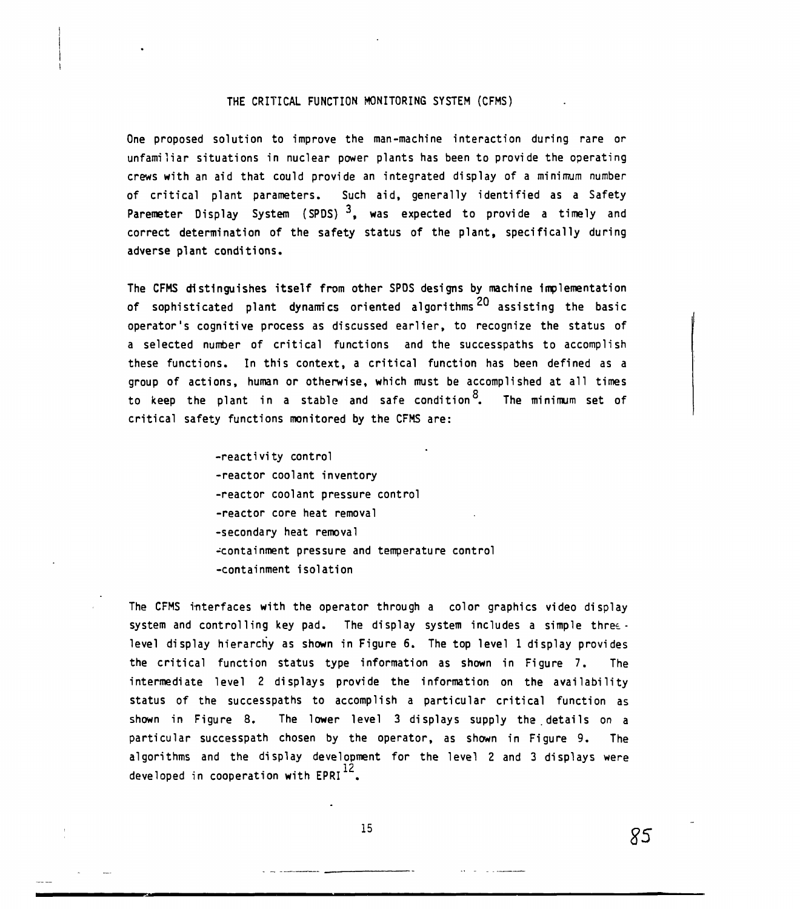# THE CRITICAL FUNCTION MONITORING SYSTEM (CFMS)

One proposed solution to improve the man-machine interaction during rare or unfamiliar situations in nuclear power plants has been to provide the operating crews with an aid that could provide an integrated display of a minimum number of critical plant parameters. Such aid, generally identified as a Safety Paremeter Display System (SPDS) [3], was expected to provide a timely and correct determination of the safety status of the plant, specifically during adverse plant conditions.

The CFMS distinguishes itself from other SPDS designs by machine implementation of sophisticated plant dynamics oriented algorithms [20] assisting the basic operator's cognitive process as discussed earlier, to recognize the status of a selected number of critical functions and the successpaths to accomplish these functions. In this context, a critical function has been defined as a group of actions, human or otherwise, which must be accomplished at all times to keep the plant in a stable and safe condition [8]. The minimum set of critical safety functions monitored by the CFMS are:

- reactivity control
- reactor coolant inventory
- reactor coolant pressure control
- reactor core heat removal
- secondary heat removal
- containment pressure and temperature control
- containment isolation

The CFMS interfaces with the operator through a color graphics video display system and controlling key pad. The display system includes a simple three-level display hierarchy as shown in Figure 6. The top level 1 display provides the critical function status type information as shown in Figure 7. The intermediate level 2 displays provide the information on the availability status of the successpaths to accomplish a particular critical function as shown in Figure 8. The lower level 3 displays supply the details on a particular successpath chosen by the operator, as shown in Figure 9. The algorithms and the display development for the level 2 and 3 displays were developed in cooperation with EPRI [12].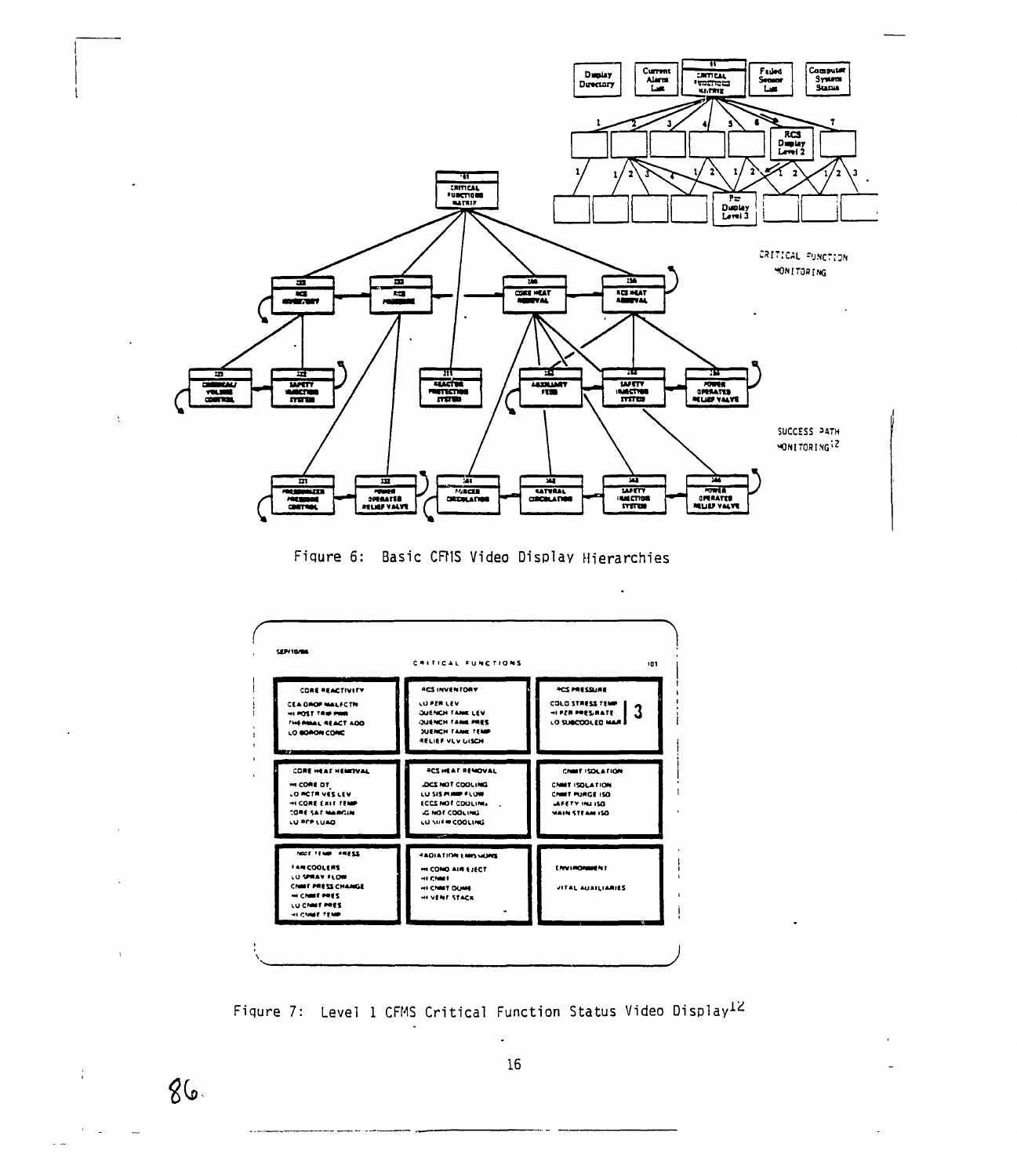Figure 6: Basic CFMS Video Display Hierarchies

Figure 7: Level 1 CFMS Critical Function Status Video Display[12]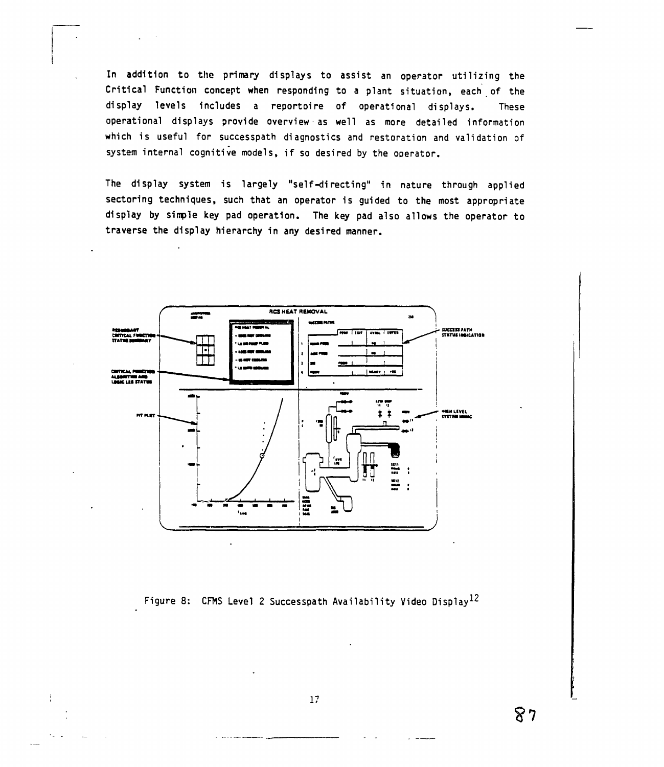In addition to the primary displays to assist an operator utilizing the Critical Function concept when responding to a plant situation, each of the display levels includes a reportoire of operational displays. These operational displays provide overview as well as more detailed information which is useful for successpath diagnostics and restoration and validation of system internal cognitive models, if so desired by the operator.

The display system is largely "self-directing" in nature through applied sectoring techniques, such that an operator is guided to the most appropriate display by simple key pad operation. The key pad also allows the operator to traverse the display hierarchy in any desired manner.

Figure 8: CFMS Level 2 Successpath Availability Video Display[12]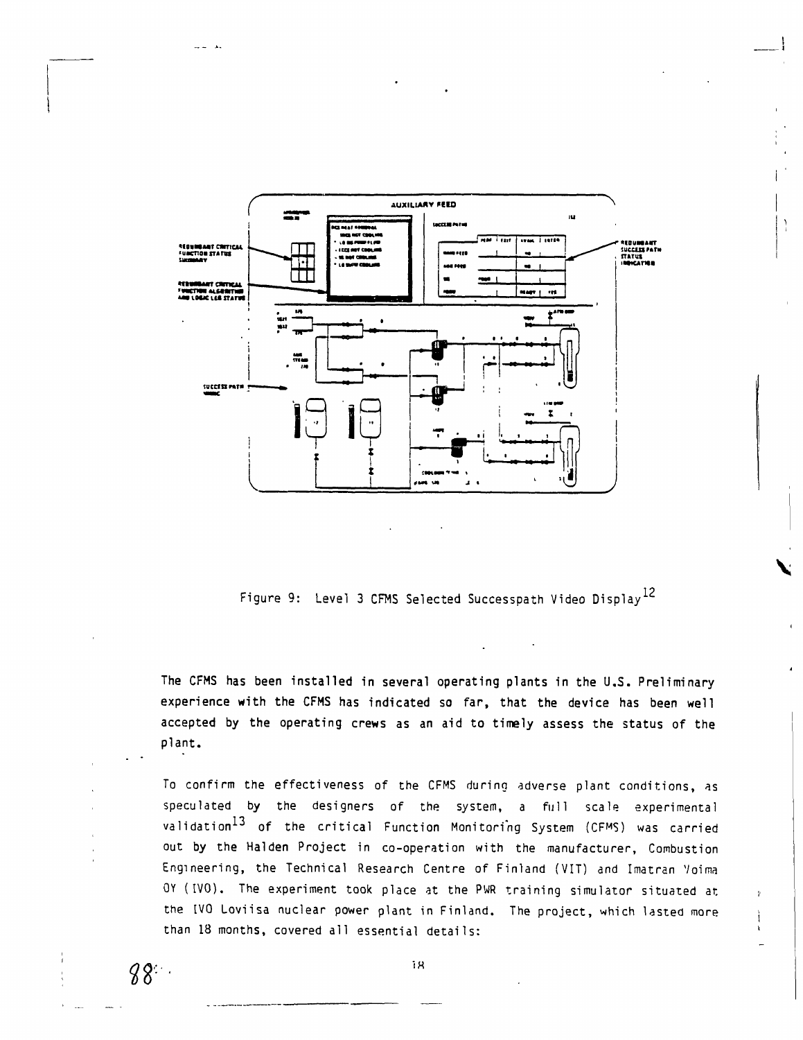Figure 9: Level 3 CFMS Selected Successpath Video Display[12]

The CFMS has been installed in several operating plants in the U.S. Preliminary experience with the CFMS has indicated so far, that the device has been well accepted by the operating crews as an aid to timely assess the status of the plant.

To confirm the effectiveness of the CFMS during adverse plant conditions, as speculated by the designers of the system, a full scale experimental validation[13] of the critical Function Monitoring System (CFMS) was carried out by the Halden Project in co-operation with the manufacturer, Combustion Engineering, the Technical Research Centre of Finland (VIT) and Imatran Voima OY (IVO). The experiment took place at the PWR training simulator situated at the IVO Loviisa nuclear power plant in Finland. The project, which lasted more than 18 months, covered all essential details: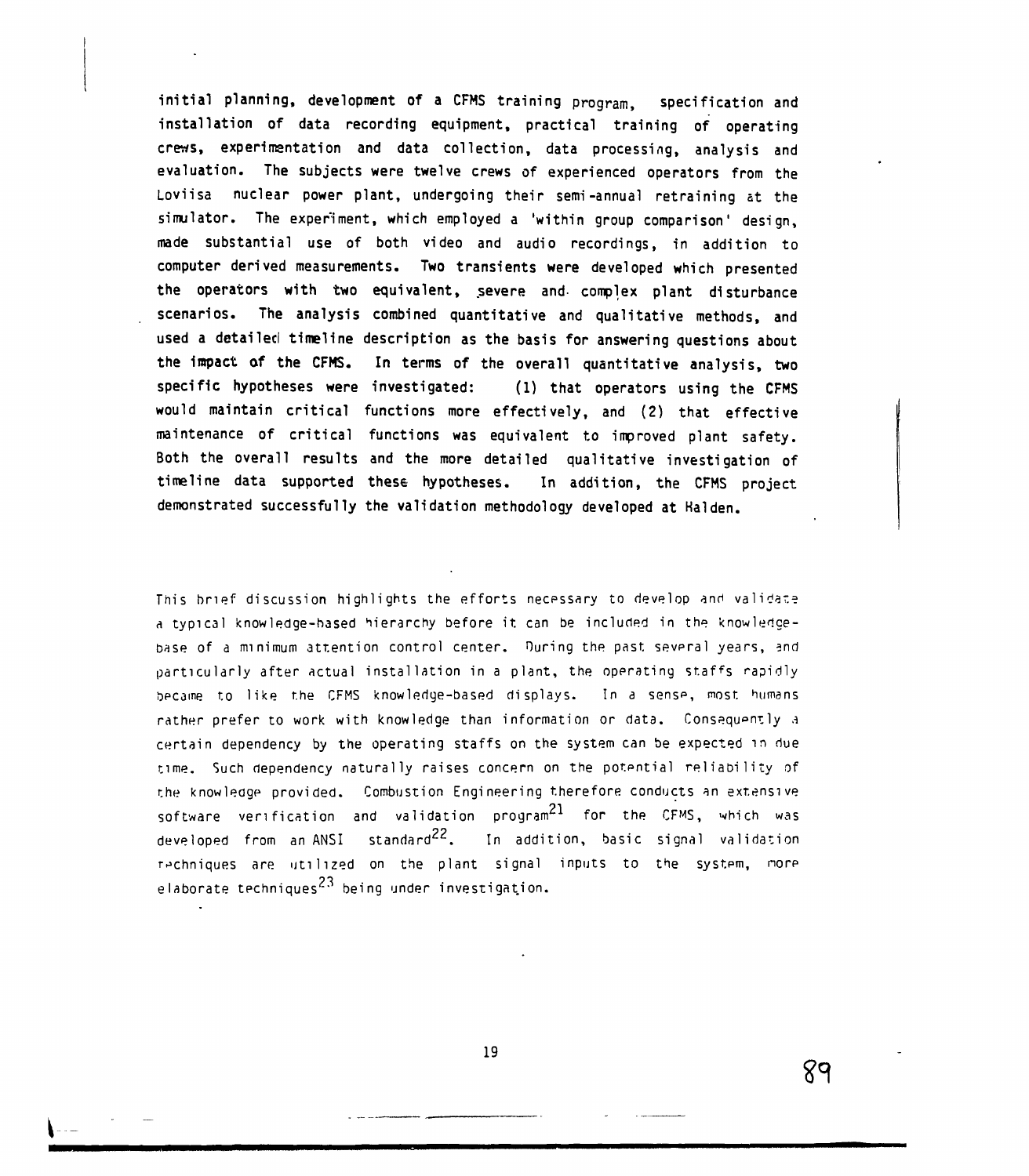initial planning, development of a CFMS training program, specification and installation of data recording equipment, practical training of operating crews, experimentation and data collection, data processing, analysis and evaluation. The subjects were twelve crews of experienced operators from the Loviisa nuclear power plant, undergoing their semi-annual retraining at the simulator. The experiment, which employed a 'within group comparison' design, made substantial use of both video and audio recordings, in addition to computer derived measurements. Two transients were developed which presented the operators with two equivalent, severe and complex plant disturbance scenarios. The analysis combined quantitative and qualitative methods, and used a detailed timeline description as the basis for answering questions about the impact of the CFMS. In terms of the overall quantitative analysis, two specific hypotheses were investigated: (1) that operators using the CFMS would maintain critical functions more effectively, and (2) that effective maintenance of critical functions was equivalent to improved plant safety. Both the overall results and the more detailed qualitative investigation of timeline data supported these hypotheses. In addition, the CFMS project demonstrated successfully the validation methodology developed at Halden.

This brief discussion highlights the efforts necessary to develop and validate a typical knowledge-based hierarchy before it can be included in the knowledge-base of a minimum attention control center. During the past several years, and particularly after actual installation in a plant, the operating staffs rapidly became to like the CFMS knowledge-based displays. In a sense, most humans rather prefer to work with knowledge than information or data. Consequently a certain dependency by the operating staffs on the system can be expected in due time. Such dependency naturally raises concern on the potential reliability of the knowledge provided. Combustion Engineering therefore conducts an extensive software verification and validation program[21] for the CFMS, which was developed from an ANSI standard[22]. In addition, basic signal validation techniques are utilized on the plant signal inputs to the system, more elaborate techniques[23] being under investigation.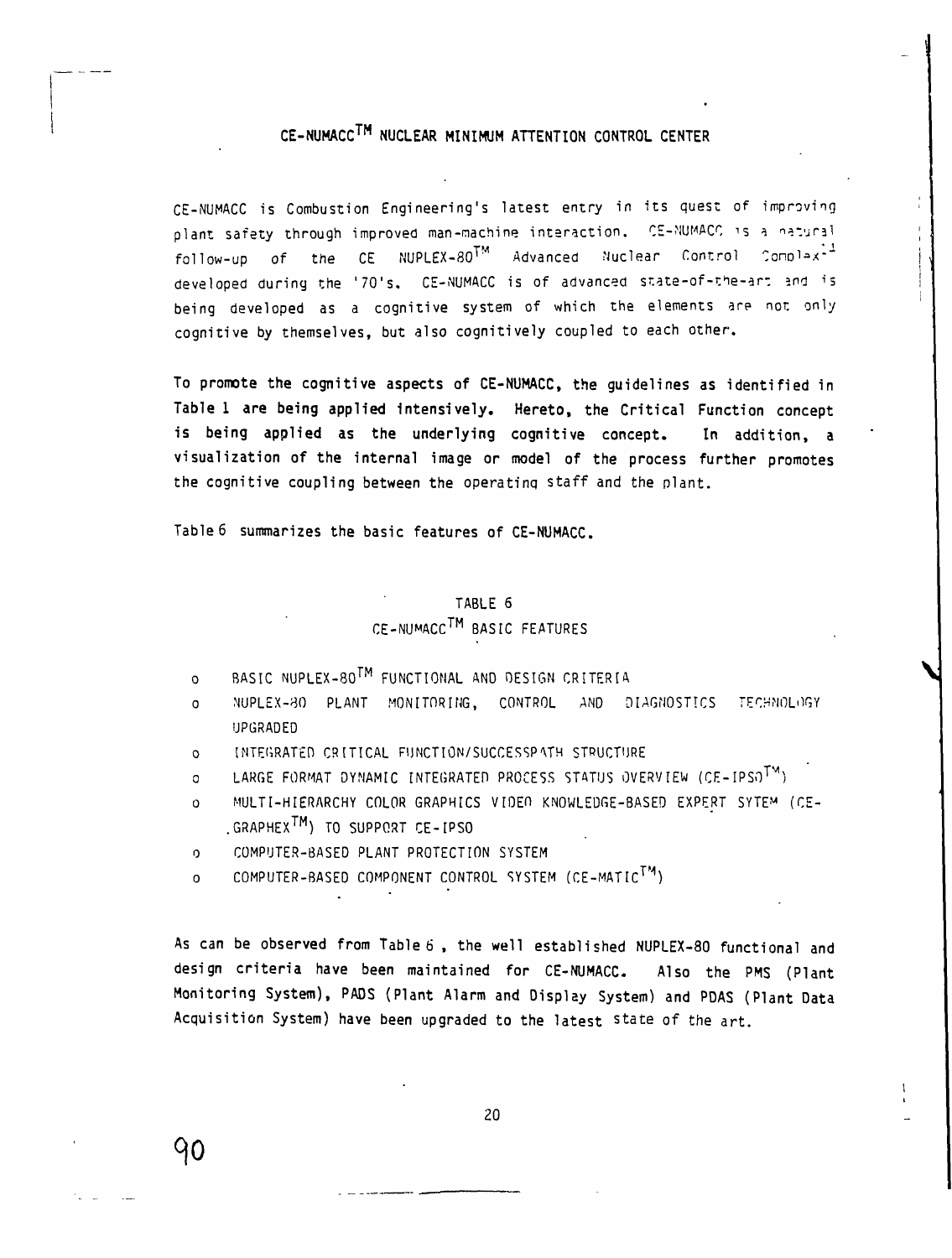# CE-NUMACC$^{TM}$ NUCLEAR MINIMUM ATTENTION CONTROL CENTER

CE-NUMACC is Combustion Engineering's latest entry in its quest of improving plant safety through improved man-machine interaction. CE-NUMACC is a natural follow-up of the CE NUPLEX-80$^{TM}$ Advanced Nuclear Control Complex[1] developed during the '70's. CE-NUMACC is of advanced state-of-the-art and is being developed as a cognitive system of which the elements are not only cognitive by themselves, but also cognitively coupled to each other.

To promote the cognitive aspects of CE-NUMACC, the guidelines as identified in Table 1 are being applied intensively. Hereto, the Critical Function concept is being applied as the underlying cognitive concept. In addition, a visualization of the internal image or model of the process further promotes the cognitive coupling between the operating staff and the plant.

Table 6 summarizes the basic features of CE-NUMACC.

TABLE 6

CE-NUMACC$^{TM}$ BASIC FEATURES

- BASIC NUPLEX-80$^{TM}$ FUNCTIONAL AND DESIGN CRITERIA
- NUPLEX-80 PLANT MONITORING, CONTROL AND DIAGNOSTICS TECHNOLOGY UPGRADED
- INTEGRATED CRITICAL FUNCTION/SUCCESSPATH STRUCTURE
- LARGE FORMAT DYNAMIC INTEGRATED PROCESS STATUS OVERVIEW (CE-IPSO$^{TM}$)
- MULTI-HIERARCHY COLOR GRAPHICS VIDEO KNOWLEDGE-BASED EXPERT SYTEM (CE-GRAPHEX$^{TM}$) TO SUPPORT CE-IPSO
- COMPUTER-BASED PLANT PROTECTION SYSTEM
- COMPUTER-BASED COMPONENT CONTROL SYSTEM (CE-MATIC$^{TM}$)

As can be observed from Table 6, the well established NUPLEX-80 functional and design criteria have been maintained for CE-NUMACC. Also the PMS (Plant Monitoring System), PADS (Plant Alarm and Display System) and PDAS (Plant Data Acquisition System) have been upgraded to the latest state of the art.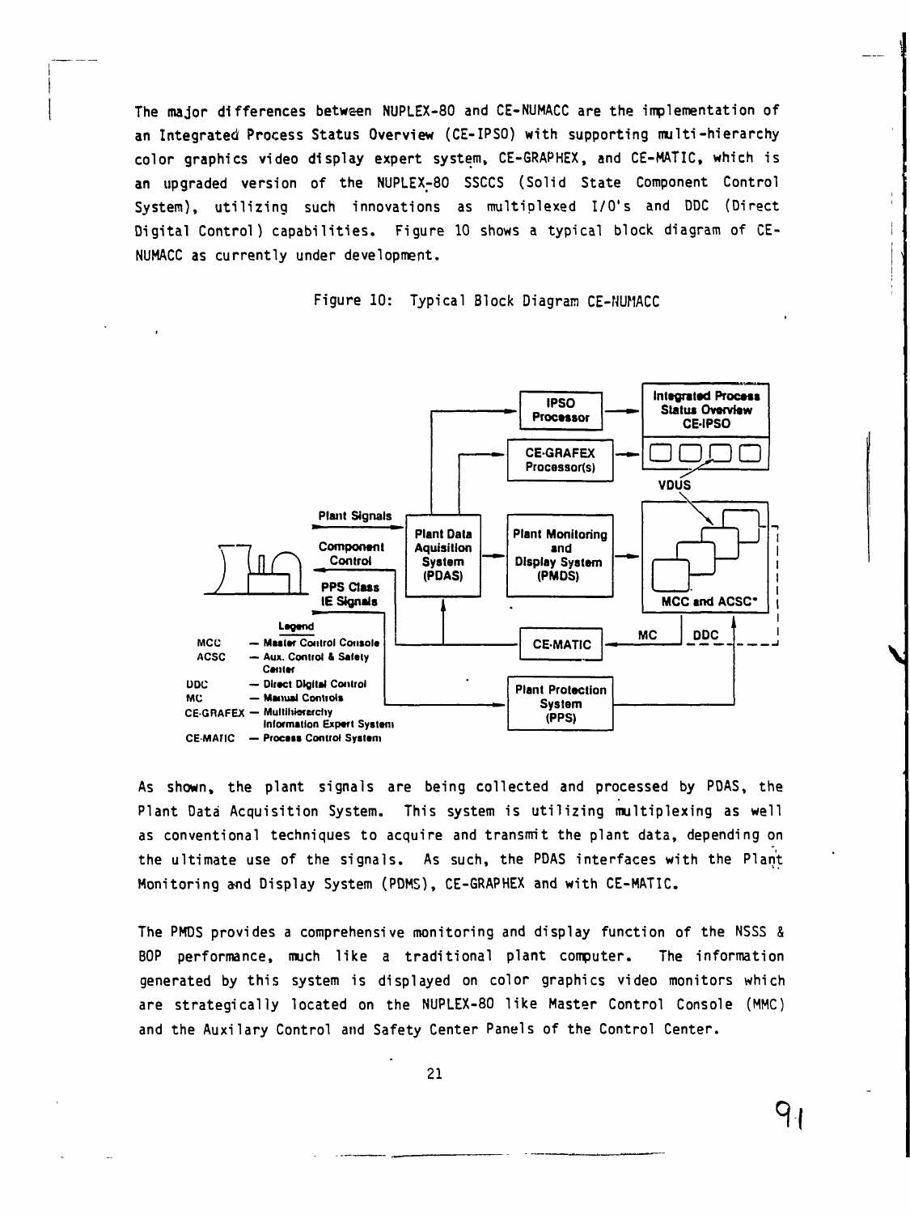The major differences between NUPLEX-80 and CE-NUMACC are the implementation of an Integrated Process Status Overview (CE-IPSO) with supporting multi-hierarchy color graphics video display expert system, CE-GRAPHEX, and CE-MATIC, which is an upgraded version of the NUPLEX-80 SSCCS (Solid State Component Control System), utilizing such innovations as multiplexed I/O's and DDC (Direct Digital Control) capabilities. Figure 10 shows a typical block diagram of CE-NUMACC as currently under development.

Figure 10: Typical Block Diagram CE-NUMACC

IPSO Processor — Integrated Process Status Overview CE-IPSO

CE-GRAFEX Processor(s) — VDUS

Plant Signals — Component Control — PPS Class IE Signals

Plant Data Aquisition System (PDAS) — Plant Monitoring and Display System (PMDS) — MCC and ACSC*

CE-MATIC — MC — DDC

Plant Protection System (PPS)

Legend

- MCC — Master Control Console
- ACSC — Aux. Control & Safety Center
- DDC — Direct Digital Control
- MC — Manual Controls
- CE-GRAFEX — Multihierarchy Information Expert System
- CE-MATIC — Process Control System

As shown, the plant signals are being collected and processed by PDAS, the Plant Data Acquisition System. This system is utilizing multiplexing as well as conventional techniques to acquire and transmit the plant data, depending on the ultimate use of the signals. As such, the PDAS interfaces with the Plant Monitoring and Display System (PDMS), CE-GRAPHEX and with CE-MATIC.

The PMDS provides a comprehensive monitoring and display function of the NSSS & BOP performance, much like a traditional plant computer. The information generated by this system is displayed on color graphics video monitors which are strategically located on the NUPLEX-80 like Master Control Console (MMC) and the Auxilary Control and Safety Center Panels of the Control Center.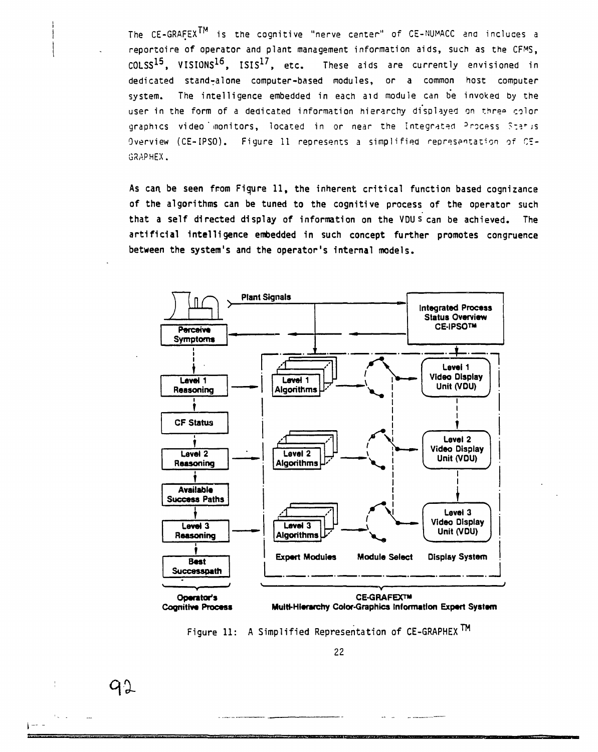The CE-GRAFEX™ is the cognitive "nerve center" of CE-NUMACC and includes a reportoire of operator and plant management information aids, such as the CFMS, COLSS[15], VISIONS[16], ISIS[17], etc. These aids are currently envisioned in dedicated stand-alone computer-based modules, or a common host computer system. The intelligence embedded in each aid module can be invoked by the user in the form of a dedicated information hierarchy displayed on three color graphics video monitors, located in or near the Integrated Process Status Overview (CE-IPSO). Figure 11 represents a simplified representation of CE-GRAPHEX.

As can be seen from Figure 11, the inherent critical function based cognizance of the algorithms can be tuned to the cognitive process of the operator such that a self directed display of information on the VDUs can be achieved. The artificial intelligence embedded in such concept further promotes congruence between the system's and the operator's internal models.

Figure 11: A Simplified Representation of CE-GRAPHEX ™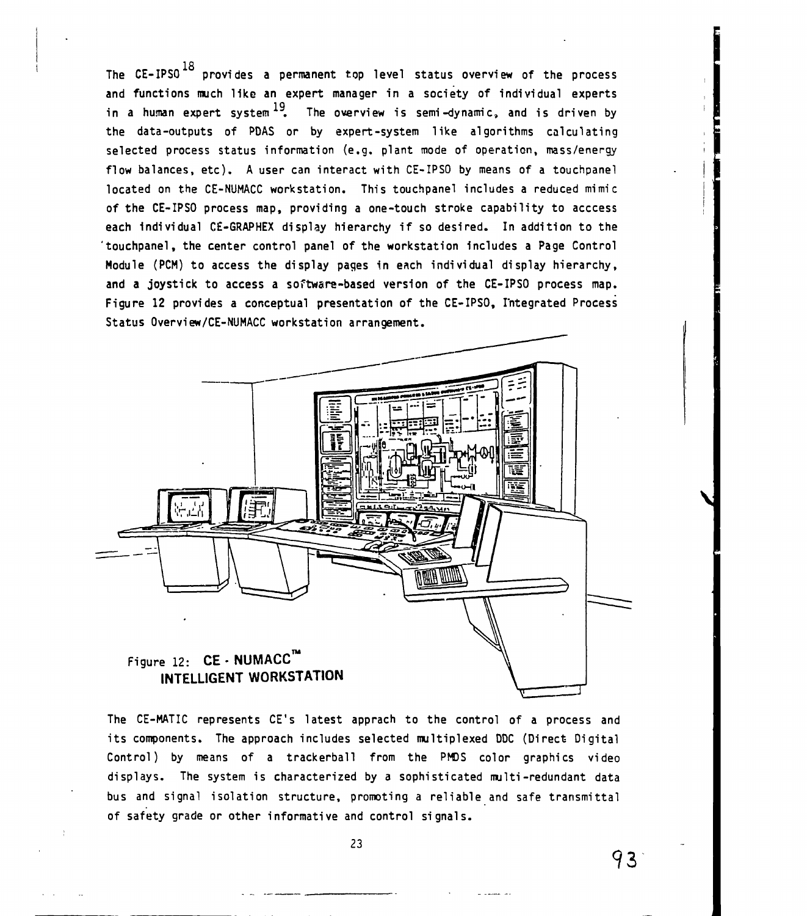The CE-IPSO[18] provides a permanent top level status overview of the process and functions much like an expert manager in a society of individual experts in a human expert system[19]. The overview is semi-dynamic, and is driven by the data-outputs of PDAS or by expert-system like algorithms calculating selected process status information (e.g. plant mode of operation, mass/energy flow balances, etc). A user can interact with CE-IPSO by means of a touchpanel located on the CE-NUMACC workstation. This touchpanel includes a reduced mimic of the CE-IPSO process map, providing a one-touch stroke capability to acccess each individual CE-GRAPHEX display hierarchy if so desired. In addition to the touchpanel, the center control panel of the workstation includes a Page Control Module (PCM) to access the display pages in each individual display hierarchy, and a joystick to access a software-based version of the CE-IPSO process map. Figure 12 provides a conceptual presentation of the CE-IPSO, Integrated Process Status Overview/CE-NUMACC workstation arrangement.

Figure 12: **CE - NUMACC™ INTELLIGENT WORKSTATION**

The CE-MATIC represents CE's latest apprach to the control of a process and its components. The approach includes selected multiplexed DDC (Direct Digital Control) by means of a trackerball from the PMDS color graphics video displays. The system is characterized by a sophisticated multi-redundant data bus and signal isolation structure, promoting a reliable and safe transmittal of safety grade or other informative and control signals.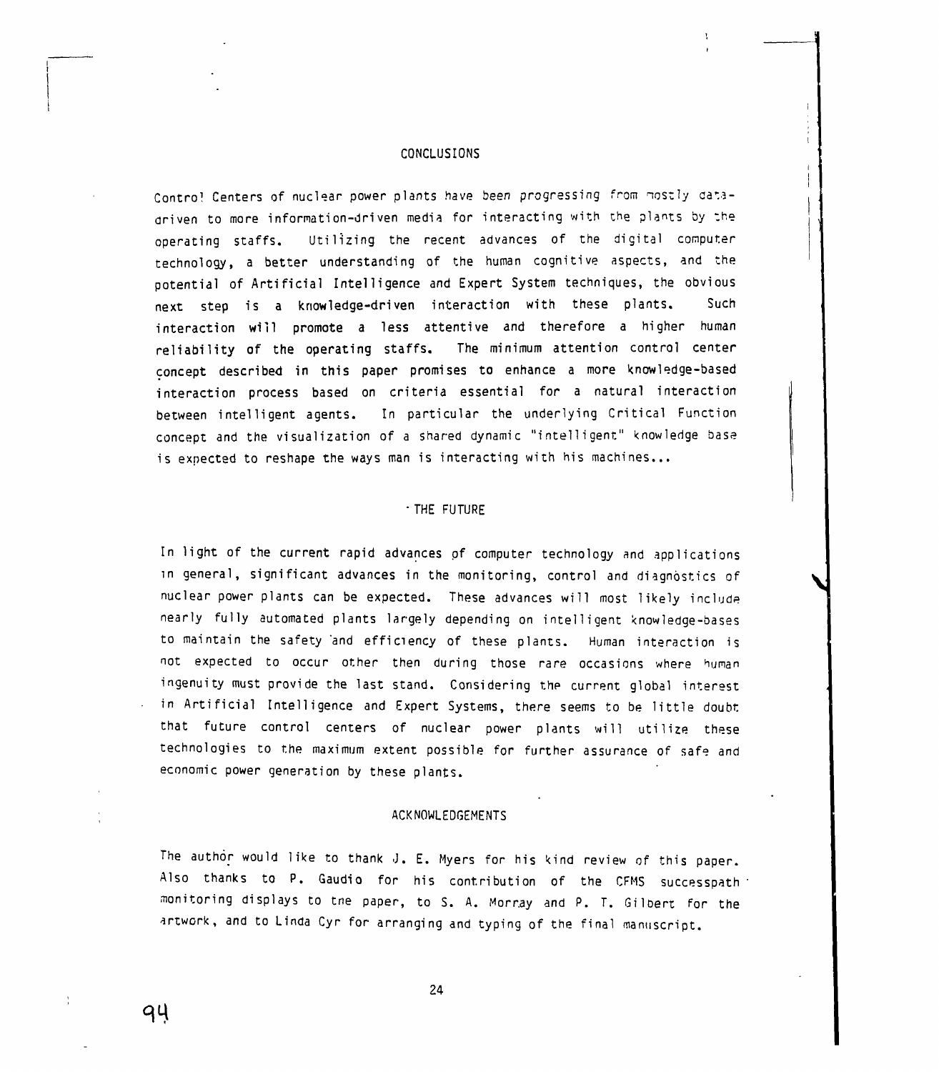## CONCLUSIONS

Control Centers of nuclear power plants have been progressing from mostly data-driven to more information-driven media for interacting with the plants by the operating staffs. Utilizing the recent advances of the digital computer technology, a better understanding of the human cognitive aspects, and the potential of Artificial Intelligence and Expert System techniques, the obvious next step is a knowledge-driven interaction with these plants. Such interaction will promote a less attentive and therefore a higher human reliability of the operating staffs. The minimum attention control center concept described in this paper promises to enhance a more knowledge-based interaction process based on criteria essential for a natural interaction between intelligent agents. In particular the underlying Critical Function concept and the visualization of a shared dynamic "intelligent" knowledge base is expected to reshape the ways man is interacting with his machines...

## THE FUTURE

In light of the current rapid advances of computer technology and applications in general, significant advances in the monitoring, control and diagnostics of nuclear power plants can be expected. These advances will most likely include nearly fully automated plants largely depending on intelligent knowledge-bases to maintain the safety and efficiency of these plants. Human interaction is not expected to occur other then during those rare occasions where human ingenuity must provide the last stand. Considering the current global interest in Artificial Intelligence and Expert Systems, there seems to be little doubt that future control centers of nuclear power plants will utilize these technologies to the maximum extent possible for further assurance of safe and economic power generation by these plants.

## ACKNOWLEDGEMENTS

The author would like to thank J. E. Myers for his kind review of this paper. Also thanks to P. Gaudio for his contribution of the CFMS successpath monitoring displays to the paper, to S. A. Morray and P. T. Gilbert for the artwork, and to Linda Cyr for arranging and typing of the final manuscript.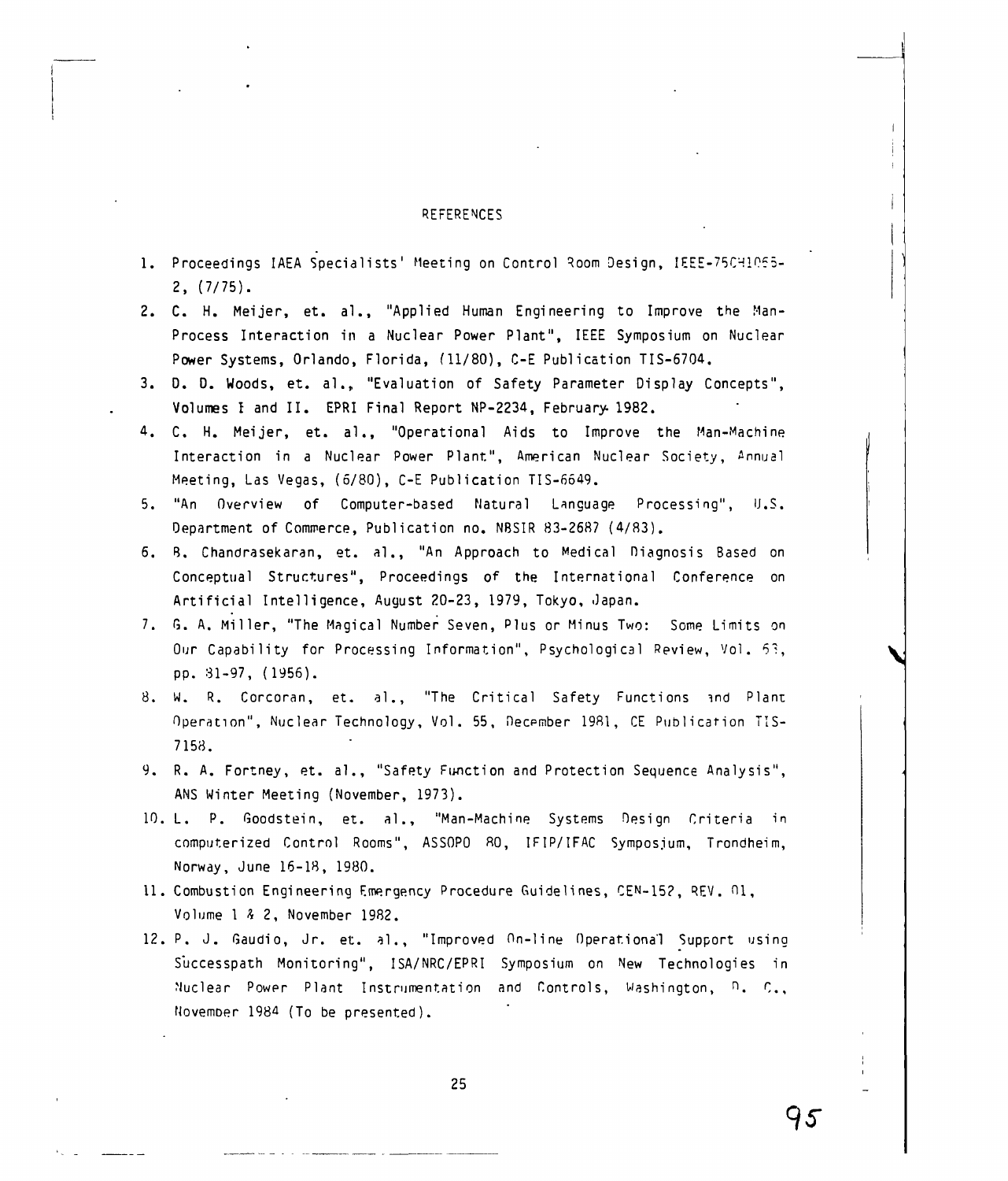## REFERENCES

1. Proceedings IAEA Specialists' Meeting on Control Room Design, IEEE-75CH1055-2, (7/75).
2. C. H. Meijer, et. al., "Applied Human Engineering to Improve the Man-Process Interaction in a Nuclear Power Plant", IEEE Symposium on Nuclear Power Systems, Orlando, Florida, (11/80), C-E Publication TIS-6704.
3. D. D. Woods, et. al., "Evaluation of Safety Parameter Display Concepts", Volumes I and II. EPRI Final Report NP-2234, February 1982.
4. C. H. Meijer, et. al., "Operational Aids to Improve the Man-Machine Interaction in a Nuclear Power Plant", American Nuclear Society, Annual Meeting, Las Vegas, (6/80), C-E Publication TIS-6649.
5. "An Overview of Computer-based Natural Language Processing", U.S. Department of Commerce, Publication no. NBSIR 83-2687 (4/83).
6. B. Chandrasekaran, et. al., "An Approach to Medical Diagnosis Based on Conceptual Structures", Proceedings of the International Conference on Artificial Intelligence, August 20-23, 1979, Tokyo, Japan.
7. G. A. Miller, "The Magical Number Seven, Plus or Minus Two: Some Limits on Our Capability for Processing Information", Psychological Review, Vol. 63, pp. 81-97, (1956).
8. W. R. Corcoran, et. al., "The Critical Safety Functions and Plant Operation", Nuclear Technology, Vol. 55, December 1981, CE Publication TIS-7158.
9. R. A. Fortney, et. al., "Safety Function and Protection Sequence Analysis", ANS Winter Meeting (November, 1973).
10. L. P. Goodstein, et. al., "Man-Machine Systems Design Criteria in computerized Control Rooms", ASSOPO 80, IFIP/IFAC Symposium, Trondheim, Norway, June 16-18, 1980.
11. Combustion Engineering Emergency Procedure Guidelines, CEN-152, REV. 01, Volume 1 & 2, November 1982.
12. P. J. Gaudio, Jr. et. al., "Improved On-line Operational Support using Successpath Monitoring", ISA/NRC/EPRI Symposium on New Technologies in Nuclear Power Plant Instrumentation and Controls, Washington, D. C., November 1984 (To be presented).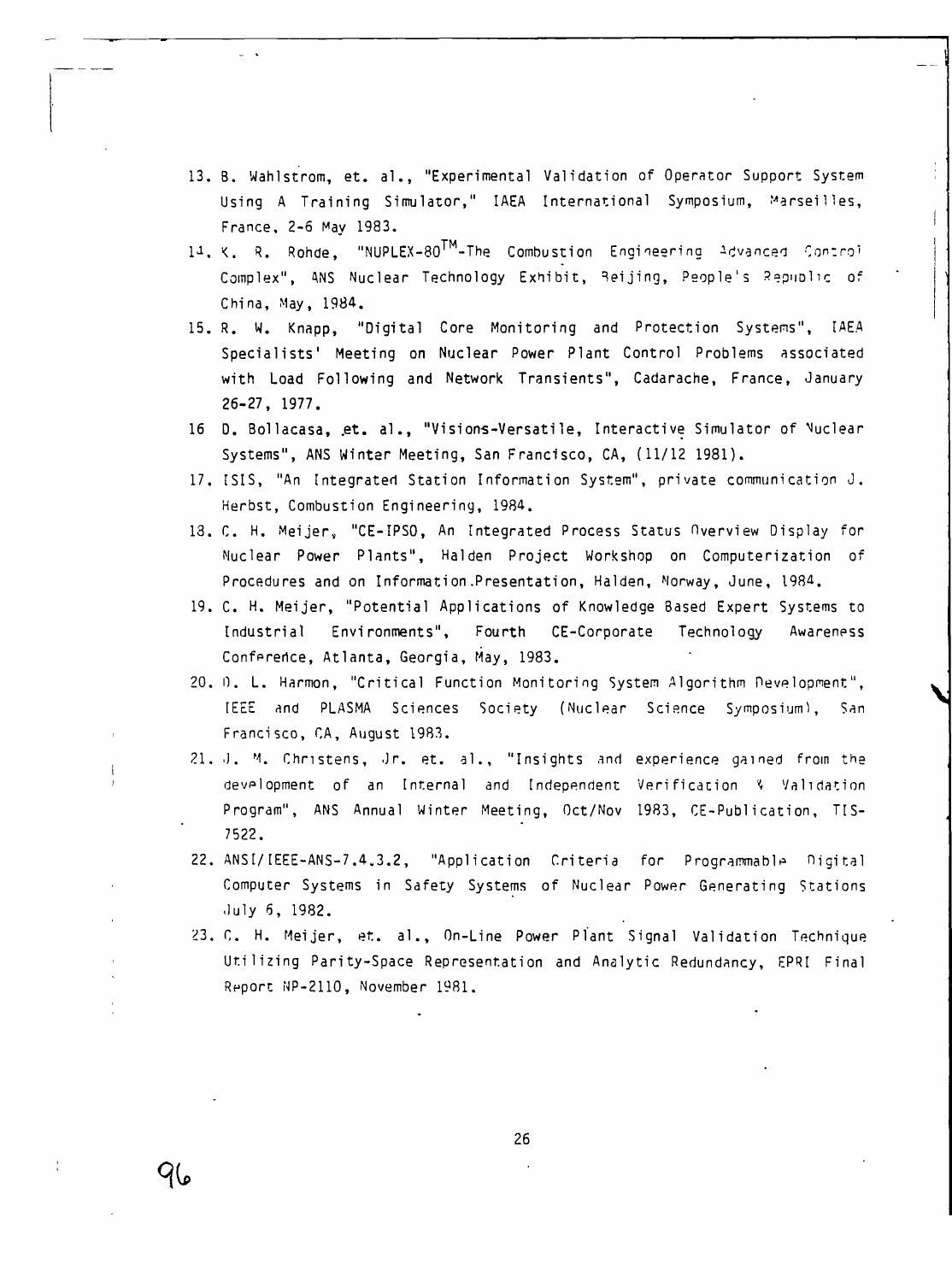13. B. Wahlstrom, et. al., "Experimental Validation of Operator Support System Using A Training Simulator," IAEA International Symposium, Marseilles, France, 2-6 May 1983.
14. K. R. Rohde, "NUPLEX-80$^{TM}$-The Combustion Engineering Advanced Control Complex", ANS Nuclear Technology Exhibit, Beijing, People's Republic of China, May, 1984.
15. R. W. Knapp, "Digital Core Monitoring and Protection Systems", IAEA Specialists' Meeting on Nuclear Power Plant Control Problems associated with Load Following and Network Transients", Cadarache, France, January 26-27, 1977.
16 D. Bollacasa, et. al., "Visions-Versatile, Interactive Simulator of Nuclear Systems", ANS Winter Meeting, San Francisco, CA, (11/12 1981).
17. ISIS, "An Integrated Station Information System", private communication J. Herbst, Combustion Engineering, 1984.
18. C. H. Meijer, "CE-IPSO, An Integrated Process Status Overview Display for Nuclear Power Plants", Halden Project Workshop on Computerization of Procedures and on Information Presentation, Halden, Norway, June, 1984.
19. C. H. Meijer, "Potential Applications of Knowledge Based Expert Systems to Industrial Environments", Fourth CE-Corporate Technology Awareness Conference, Atlanta, Georgia, May, 1983.
20. D. L. Harmon, "Critical Function Monitoring System Algorithm Development", IEEE and PLASMA Sciences Society (Nuclear Science Symposium), San Francisco, CA, August 1983.
21. J. M. Christens, Jr. et. al., "Insights and experience gained from the development of an Internal and Independent Verification & Validation Program", ANS Annual Winter Meeting, Oct/Nov 1983, CE-Publication, TIS-7522.
22. ANSI/IEEE-ANS-7.4.3.2, "Application Criteria for Programmable Digital Computer Systems in Safety Systems of Nuclear Power Generating Stations July 6, 1982.
23. C. H. Meijer, et. al., On-Line Power Plant Signal Validation Technique Utilizing Parity-Space Representation and Analytic Redundancy, EPRI Final Report NP-2110, November 1981.